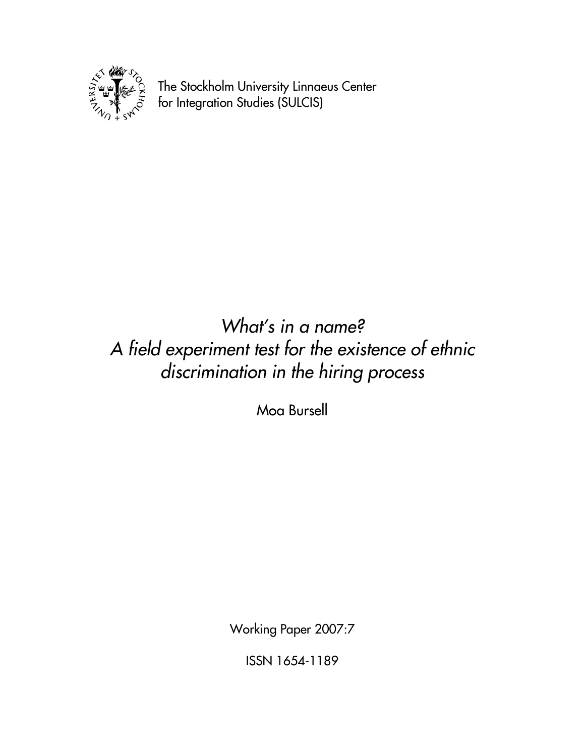The Stockholm University Linnaeus Center
for Integration Studies (SULCIS)

# *What's in a name? A field experiment test for the existence of ethnic discrimination in the hiring process*

Moa Bursell

Working Paper 2007:7

ISSN 1654-1189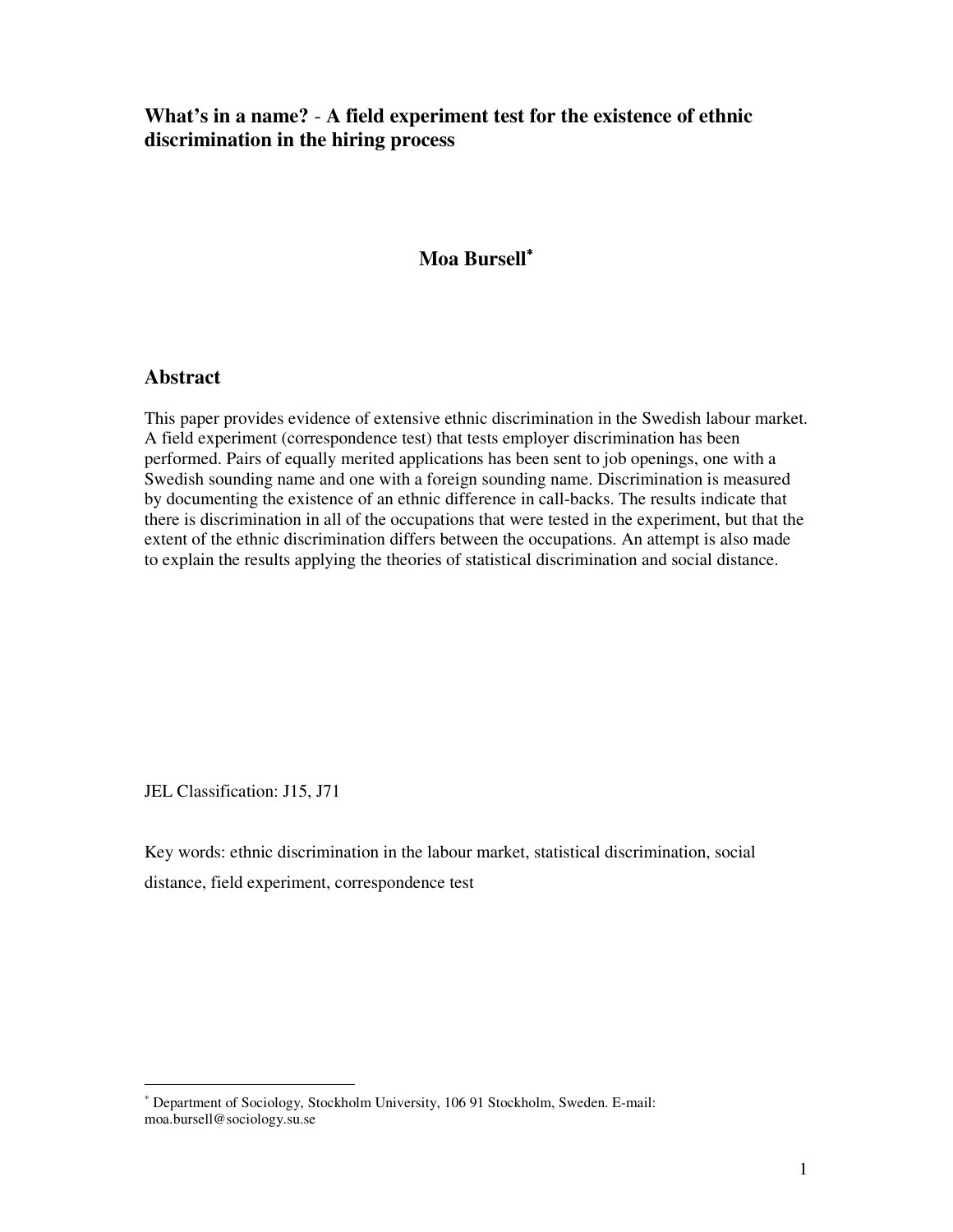# What's in a name? - A field experiment test for the existence of ethnic discrimination in the hiring process

**Moa Bursell**[*]

## Abstract

This paper provides evidence of extensive ethnic discrimination in the Swedish labour market. A field experiment (correspondence test) that tests employer discrimination has been performed. Pairs of equally merited applications has been sent to job openings, one with a Swedish sounding name and one with a foreign sounding name. Discrimination is measured by documenting the existence of an ethnic difference in call-backs. The results indicate that there is discrimination in all of the occupations that were tested in the experiment, but that the extent of the ethnic discrimination differs between the occupations. An attempt is also made to explain the results applying the theories of statistical discrimination and social distance.

JEL Classification: J15, J71

Key words: ethnic discrimination in the labour market, statistical discrimination, social distance, field experiment, correspondence test

[*] Department of Sociology, Stockholm University, 106 91 Stockholm, Sweden. E-mail: moa.bursell@sociology.su.se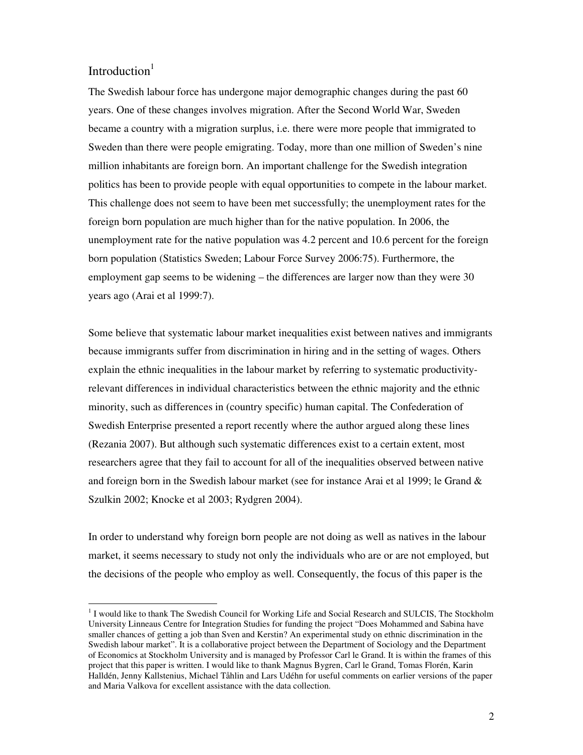## Introduction[1]

The Swedish labour force has undergone major demographic changes during the past 60 years. One of these changes involves migration. After the Second World War, Sweden became a country with a migration surplus, i.e. there were more people that immigrated to Sweden than there were people emigrating. Today, more than one million of Sweden's nine million inhabitants are foreign born. An important challenge for the Swedish integration politics has been to provide people with equal opportunities to compete in the labour market. This challenge does not seem to have been met successfully; the unemployment rates for the foreign born population are much higher than for the native population. In 2006, the unemployment rate for the native population was 4.2 percent and 10.6 percent for the foreign born population (Statistics Sweden; Labour Force Survey 2006:75). Furthermore, the employment gap seems to be widening – the differences are larger now than they were 30 years ago (Arai et al 1999:7).

Some believe that systematic labour market inequalities exist between natives and immigrants because immigrants suffer from discrimination in hiring and in the setting of wages. Others explain the ethnic inequalities in the labour market by referring to systematic productivity-relevant differences in individual characteristics between the ethnic majority and the ethnic minority, such as differences in (country specific) human capital. The Confederation of Swedish Enterprise presented a report recently where the author argued along these lines (Rezania 2007). But although such systematic differences exist to a certain extent, most researchers agree that they fail to account for all of the inequalities observed between native and foreign born in the Swedish labour market (see for instance Arai et al 1999; le Grand & Szulkin 2002; Knocke et al 2003; Rydgren 2004).

In order to understand why foreign born people are not doing as well as natives in the labour market, it seems necessary to study not only the individuals who are or are not employed, but the decisions of the people who employ as well. Consequently, the focus of this paper is the

---

[1] I would like to thank The Swedish Council for Working Life and Social Research and SULCIS, The Stockholm University Linneaus Centre for Integration Studies for funding the project "Does Mohammed and Sabina have smaller chances of getting a job than Sven and Kerstin? An experimental study on ethnic discrimination in the Swedish labour market". It is a collaborative project between the Department of Sociology and the Department of Economics at Stockholm University and is managed by Professor Carl le Grand. It is within the frames of this project that this paper is written. I would like to thank Magnus Bygren, Carl le Grand, Tomas Florén, Karin Halldén, Jenny Kallstenius, Michael Tåhlin and Lars Udéhn for useful comments on earlier versions of the paper and Maria Valkova for excellent assistance with the data collection.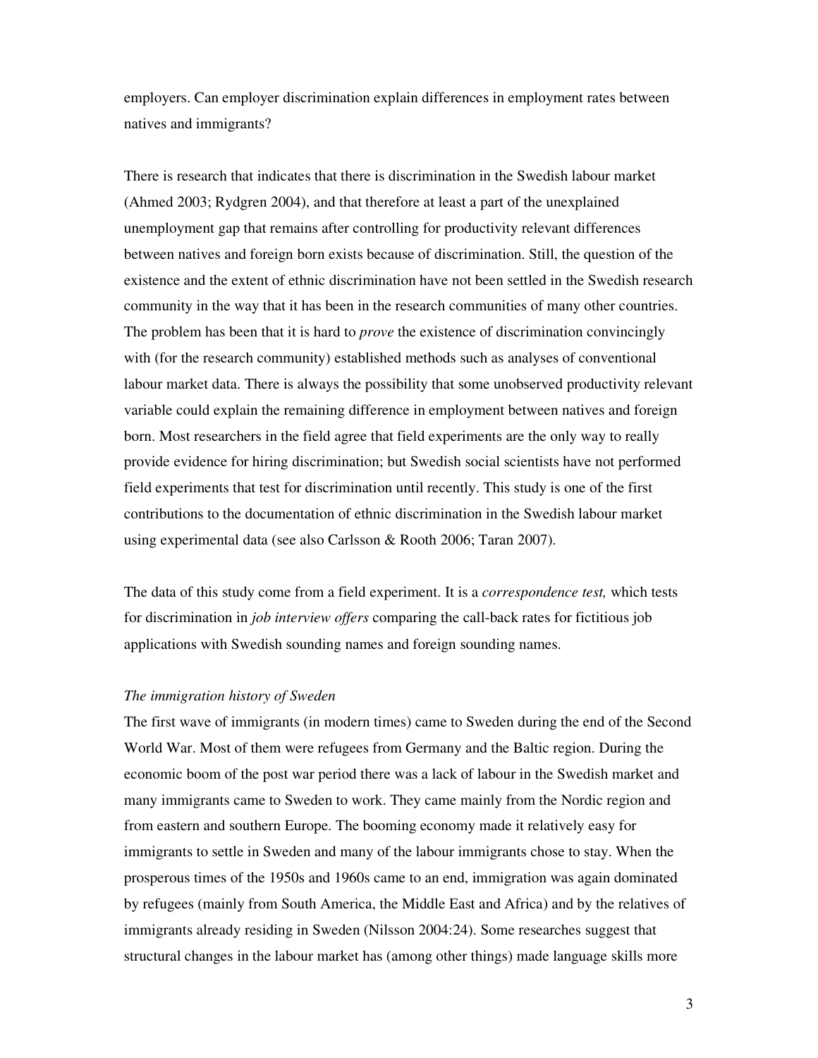employers. Can employer discrimination explain differences in employment rates between natives and immigrants?

There is research that indicates that there is discrimination in the Swedish labour market (Ahmed 2003; Rydgren 2004), and that therefore at least a part of the unexplained unemployment gap that remains after controlling for productivity relevant differences between natives and foreign born exists because of discrimination. Still, the question of the existence and the extent of ethnic discrimination have not been settled in the Swedish research community in the way that it has been in the research communities of many other countries. The problem has been that it is hard to *prove* the existence of discrimination convincingly with (for the research community) established methods such as analyses of conventional labour market data. There is always the possibility that some unobserved productivity relevant variable could explain the remaining difference in employment between natives and foreign born. Most researchers in the field agree that field experiments are the only way to really provide evidence for hiring discrimination; but Swedish social scientists have not performed field experiments that test for discrimination until recently. This study is one of the first contributions to the documentation of ethnic discrimination in the Swedish labour market using experimental data (see also Carlsson & Rooth 2006; Taran 2007).

The data of this study come from a field experiment. It is a *correspondence test,* which tests for discrimination in *job interview offers* comparing the call-back rates for fictitious job applications with Swedish sounding names and foreign sounding names.

*The immigration history of Sweden*

The first wave of immigrants (in modern times) came to Sweden during the end of the Second World War. Most of them were refugees from Germany and the Baltic region. During the economic boom of the post war period there was a lack of labour in the Swedish market and many immigrants came to Sweden to work. They came mainly from the Nordic region and from eastern and southern Europe. The booming economy made it relatively easy for immigrants to settle in Sweden and many of the labour immigrants chose to stay. When the prosperous times of the 1950s and 1960s came to an end, immigration was again dominated by refugees (mainly from South America, the Middle East and Africa) and by the relatives of immigrants already residing in Sweden (Nilsson 2004:24). Some researches suggest that structural changes in the labour market has (among other things) made language skills more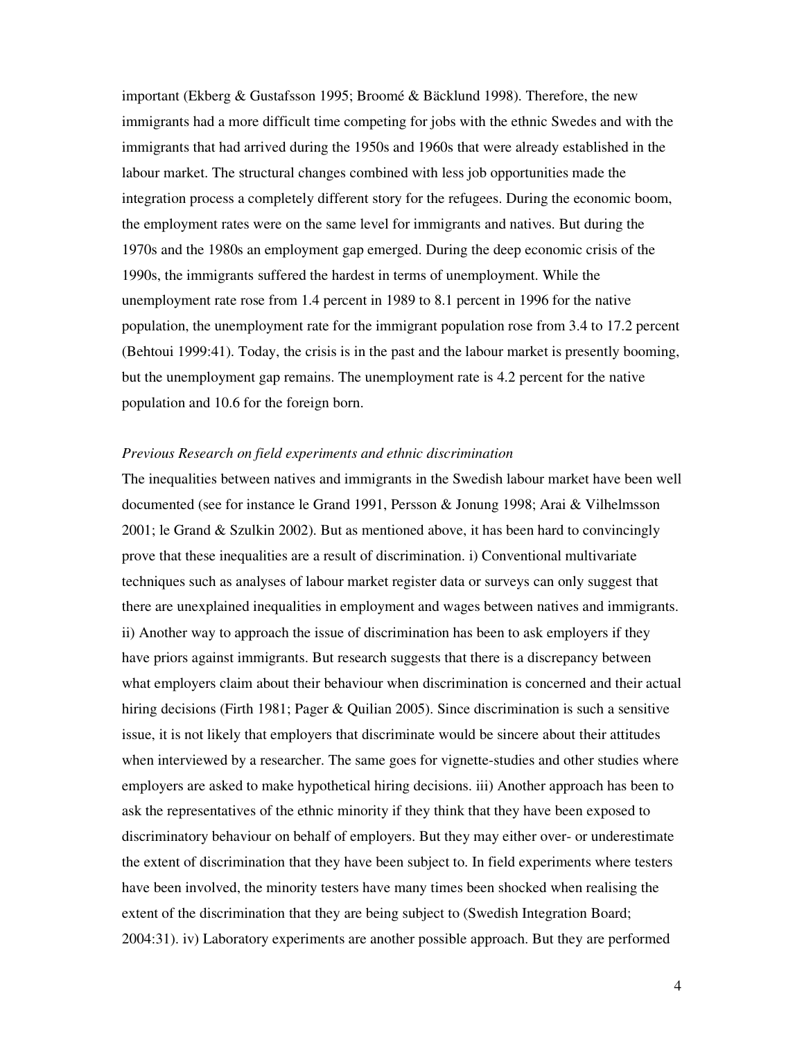important (Ekberg & Gustafsson 1995; Broomé & Bäcklund 1998). Therefore, the new immigrants had a more difficult time competing for jobs with the ethnic Swedes and with the immigrants that had arrived during the 1950s and 1960s that were already established in the labour market. The structural changes combined with less job opportunities made the integration process a completely different story for the refugees. During the economic boom, the employment rates were on the same level for immigrants and natives. But during the 1970s and the 1980s an employment gap emerged. During the deep economic crisis of the 1990s, the immigrants suffered the hardest in terms of unemployment. While the unemployment rate rose from 1.4 percent in 1989 to 8.1 percent in 1996 for the native population, the unemployment rate for the immigrant population rose from 3.4 to 17.2 percent (Behtoui 1999:41). Today, the crisis is in the past and the labour market is presently booming, but the unemployment gap remains. The unemployment rate is 4.2 percent for the native population and 10.6 for the foreign born.

*Previous Research on field experiments and ethnic discrimination*

The inequalities between natives and immigrants in the Swedish labour market have been well documented (see for instance le Grand 1991, Persson & Jonung 1998; Arai & Vilhelmsson 2001; le Grand & Szulkin 2002). But as mentioned above, it has been hard to convincingly prove that these inequalities are a result of discrimination. i) Conventional multivariate techniques such as analyses of labour market register data or surveys can only suggest that there are unexplained inequalities in employment and wages between natives and immigrants. ii) Another way to approach the issue of discrimination has been to ask employers if they have priors against immigrants. But research suggests that there is a discrepancy between what employers claim about their behaviour when discrimination is concerned and their actual hiring decisions (Firth 1981; Pager & Quilian 2005). Since discrimination is such a sensitive issue, it is not likely that employers that discriminate would be sincere about their attitudes when interviewed by a researcher. The same goes for vignette-studies and other studies where employers are asked to make hypothetical hiring decisions. iii) Another approach has been to ask the representatives of the ethnic minority if they think that they have been exposed to discriminatory behaviour on behalf of employers. But they may either over- or underestimate the extent of discrimination that they have been subject to. In field experiments where testers have been involved, the minority testers have many times been shocked when realising the extent of the discrimination that they are being subject to (Swedish Integration Board; 2004:31). iv) Laboratory experiments are another possible approach. But they are performed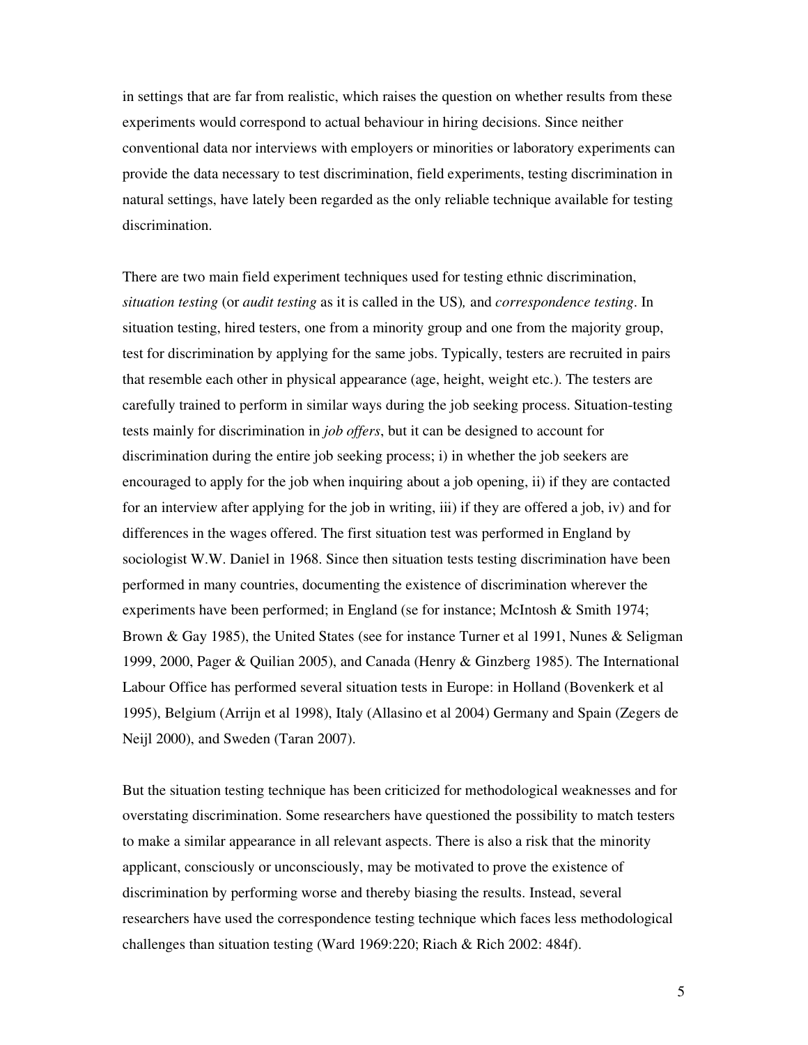in settings that are far from realistic, which raises the question on whether results from these experiments would correspond to actual behaviour in hiring decisions. Since neither conventional data nor interviews with employers or minorities or laboratory experiments can provide the data necessary to test discrimination, field experiments, testing discrimination in natural settings, have lately been regarded as the only reliable technique available for testing discrimination.

There are two main field experiment techniques used for testing ethnic discrimination, *situation testing* (or *audit testing* as it is called in the US)*,* and *correspondence testing*. In situation testing, hired testers, one from a minority group and one from the majority group, test for discrimination by applying for the same jobs. Typically, testers are recruited in pairs that resemble each other in physical appearance (age, height, weight etc.). The testers are carefully trained to perform in similar ways during the job seeking process. Situation-testing tests mainly for discrimination in *job offers*, but it can be designed to account for discrimination during the entire job seeking process; i) in whether the job seekers are encouraged to apply for the job when inquiring about a job opening, ii) if they are contacted for an interview after applying for the job in writing, iii) if they are offered a job, iv) and for differences in the wages offered. The first situation test was performed in England by sociologist W.W. Daniel in 1968. Since then situation tests testing discrimination have been performed in many countries, documenting the existence of discrimination wherever the experiments have been performed; in England (se for instance; McIntosh & Smith 1974; Brown & Gay 1985), the United States (see for instance Turner et al 1991, Nunes & Seligman 1999, 2000, Pager & Quilian 2005), and Canada (Henry & Ginzberg 1985). The International Labour Office has performed several situation tests in Europe: in Holland (Bovenkerk et al 1995), Belgium (Arrijn et al 1998), Italy (Allasino et al 2004) Germany and Spain (Zegers de Neijl 2000), and Sweden (Taran 2007).

But the situation testing technique has been criticized for methodological weaknesses and for overstating discrimination. Some researchers have questioned the possibility to match testers to make a similar appearance in all relevant aspects. There is also a risk that the minority applicant, consciously or unconsciously, may be motivated to prove the existence of discrimination by performing worse and thereby biasing the results. Instead, several researchers have used the correspondence testing technique which faces less methodological challenges than situation testing (Ward 1969:220; Riach & Rich 2002: 484f).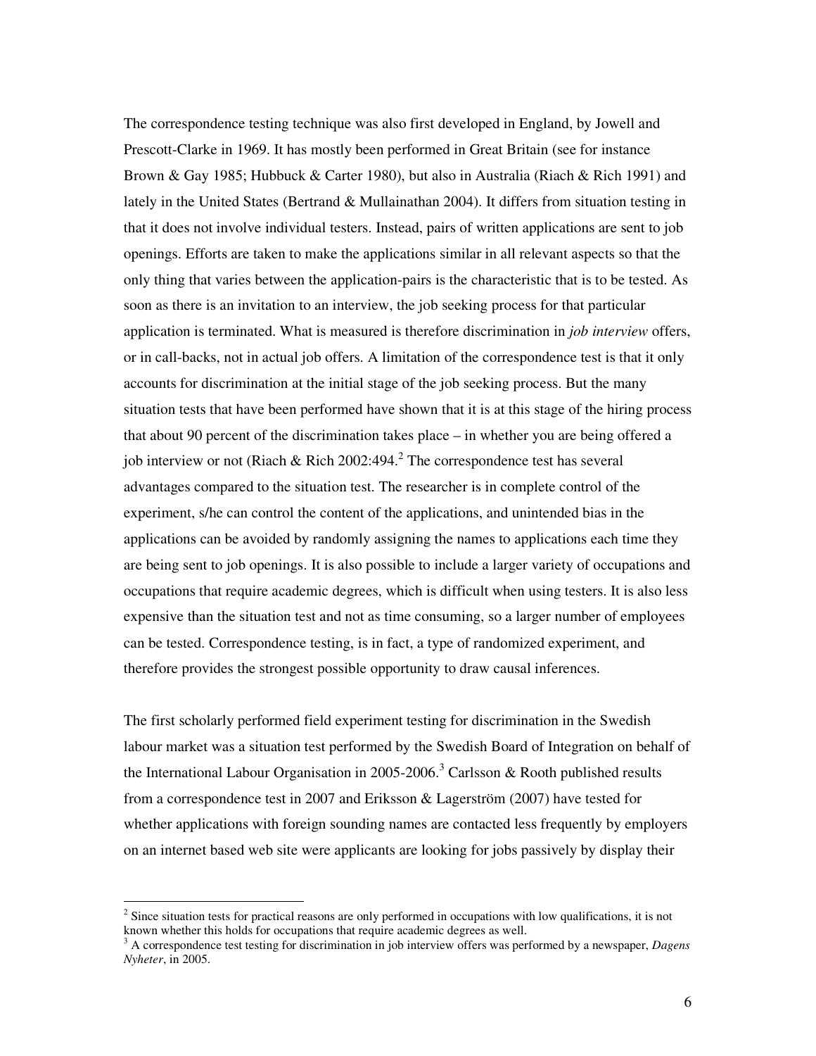The correspondence testing technique was also first developed in England, by Jowell and Prescott-Clarke in 1969. It has mostly been performed in Great Britain (see for instance Brown & Gay 1985; Hubbuck & Carter 1980), but also in Australia (Riach & Rich 1991) and lately in the United States (Bertrand & Mullainathan 2004). It differs from situation testing in that it does not involve individual testers. Instead, pairs of written applications are sent to job openings. Efforts are taken to make the applications similar in all relevant aspects so that the only thing that varies between the application-pairs is the characteristic that is to be tested. As soon as there is an invitation to an interview, the job seeking process for that particular application is terminated. What is measured is therefore discrimination in *job interview* offers, or in call-backs, not in actual job offers. A limitation of the correspondence test is that it only accounts for discrimination at the initial stage of the job seeking process. But the many situation tests that have been performed have shown that it is at this stage of the hiring process that about 90 percent of the discrimination takes place – in whether you are being offered a job interview or not (Riach & Rich 2002:494.[2] The correspondence test has several advantages compared to the situation test. The researcher is in complete control of the experiment, s/he can control the content of the applications, and unintended bias in the applications can be avoided by randomly assigning the names to applications each time they are being sent to job openings. It is also possible to include a larger variety of occupations and occupations that require academic degrees, which is difficult when using testers. It is also less expensive than the situation test and not as time consuming, so a larger number of employees can be tested. Correspondence testing, is in fact, a type of randomized experiment, and therefore provides the strongest possible opportunity to draw causal inferences.

The first scholarly performed field experiment testing for discrimination in the Swedish labour market was a situation test performed by the Swedish Board of Integration on behalf of the International Labour Organisation in 2005-2006.[3] Carlsson & Rooth published results from a correspondence test in 2007 and Eriksson & Lagerström (2007) have tested for whether applications with foreign sounding names are contacted less frequently by employers on an internet based web site were applicants are looking for jobs passively by display their

[2] Since situation tests for practical reasons are only performed in occupations with low qualifications, it is not known whether this holds for occupations that require academic degrees as well.

[3] A correspondence test testing for discrimination in job interview offers was performed by a newspaper, *Dagens Nyheter*, in 2005.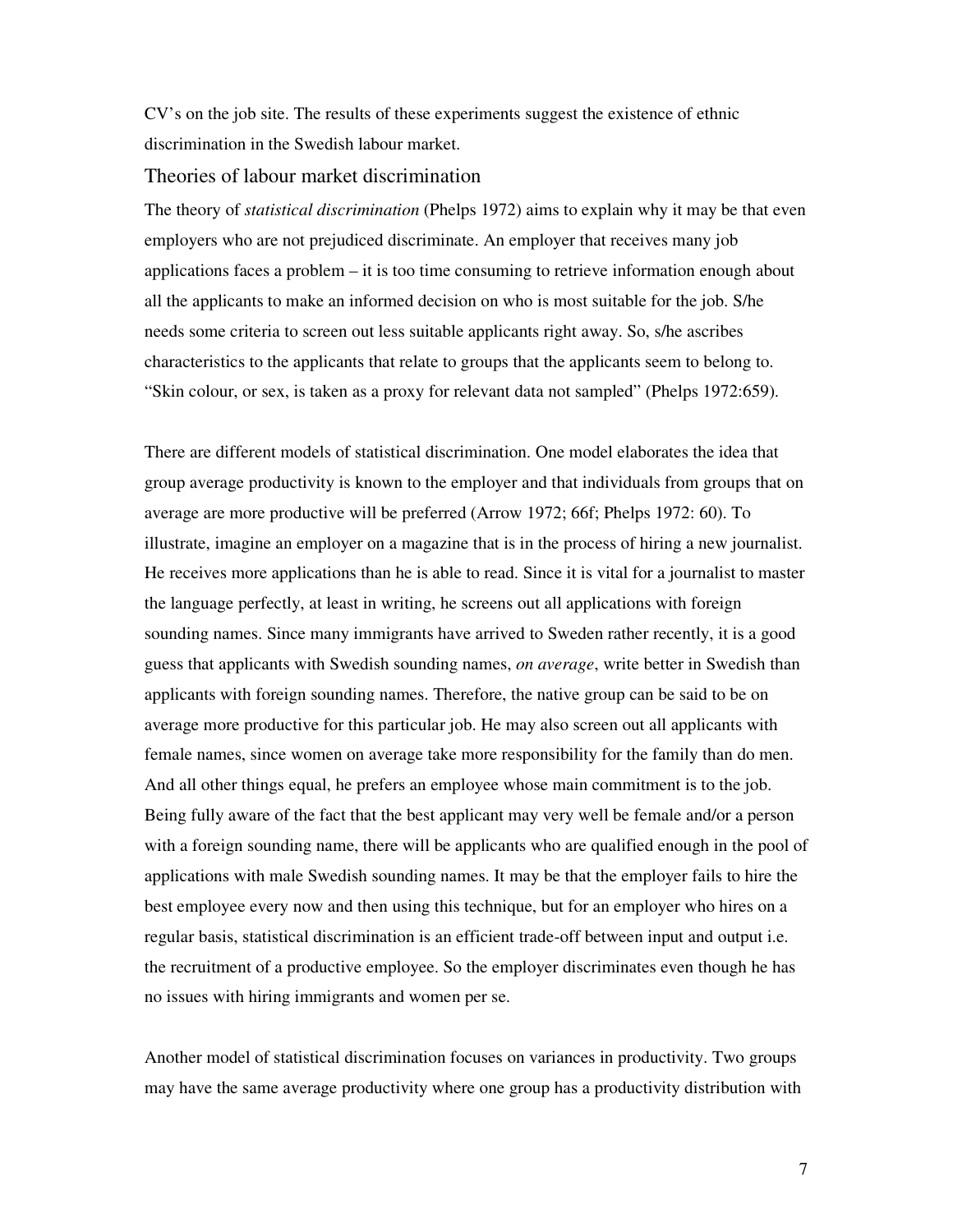CV's on the job site. The results of these experiments suggest the existence of ethnic discrimination in the Swedish labour market.

## Theories of labour market discrimination

The theory of *statistical discrimination* (Phelps 1972) aims to explain why it may be that even employers who are not prejudiced discriminate. An employer that receives many job applications faces a problem – it is too time consuming to retrieve information enough about all the applicants to make an informed decision on who is most suitable for the job. S/he needs some criteria to screen out less suitable applicants right away. So, s/he ascribes characteristics to the applicants that relate to groups that the applicants seem to belong to. "Skin colour, or sex, is taken as a proxy for relevant data not sampled" (Phelps 1972:659).

There are different models of statistical discrimination. One model elaborates the idea that group average productivity is known to the employer and that individuals from groups that on average are more productive will be preferred (Arrow 1972; 66f; Phelps 1972: 60). To illustrate, imagine an employer on a magazine that is in the process of hiring a new journalist. He receives more applications than he is able to read. Since it is vital for a journalist to master the language perfectly, at least in writing, he screens out all applications with foreign sounding names. Since many immigrants have arrived to Sweden rather recently, it is a good guess that applicants with Swedish sounding names, *on average*, write better in Swedish than applicants with foreign sounding names. Therefore, the native group can be said to be on average more productive for this particular job. He may also screen out all applicants with female names, since women on average take more responsibility for the family than do men. And all other things equal, he prefers an employee whose main commitment is to the job. Being fully aware of the fact that the best applicant may very well be female and/or a person with a foreign sounding name, there will be applicants who are qualified enough in the pool of applications with male Swedish sounding names. It may be that the employer fails to hire the best employee every now and then using this technique, but for an employer who hires on a regular basis, statistical discrimination is an efficient trade-off between input and output i.e. the recruitment of a productive employee. So the employer discriminates even though he has no issues with hiring immigrants and women per se.

Another model of statistical discrimination focuses on variances in productivity. Two groups may have the same average productivity where one group has a productivity distribution with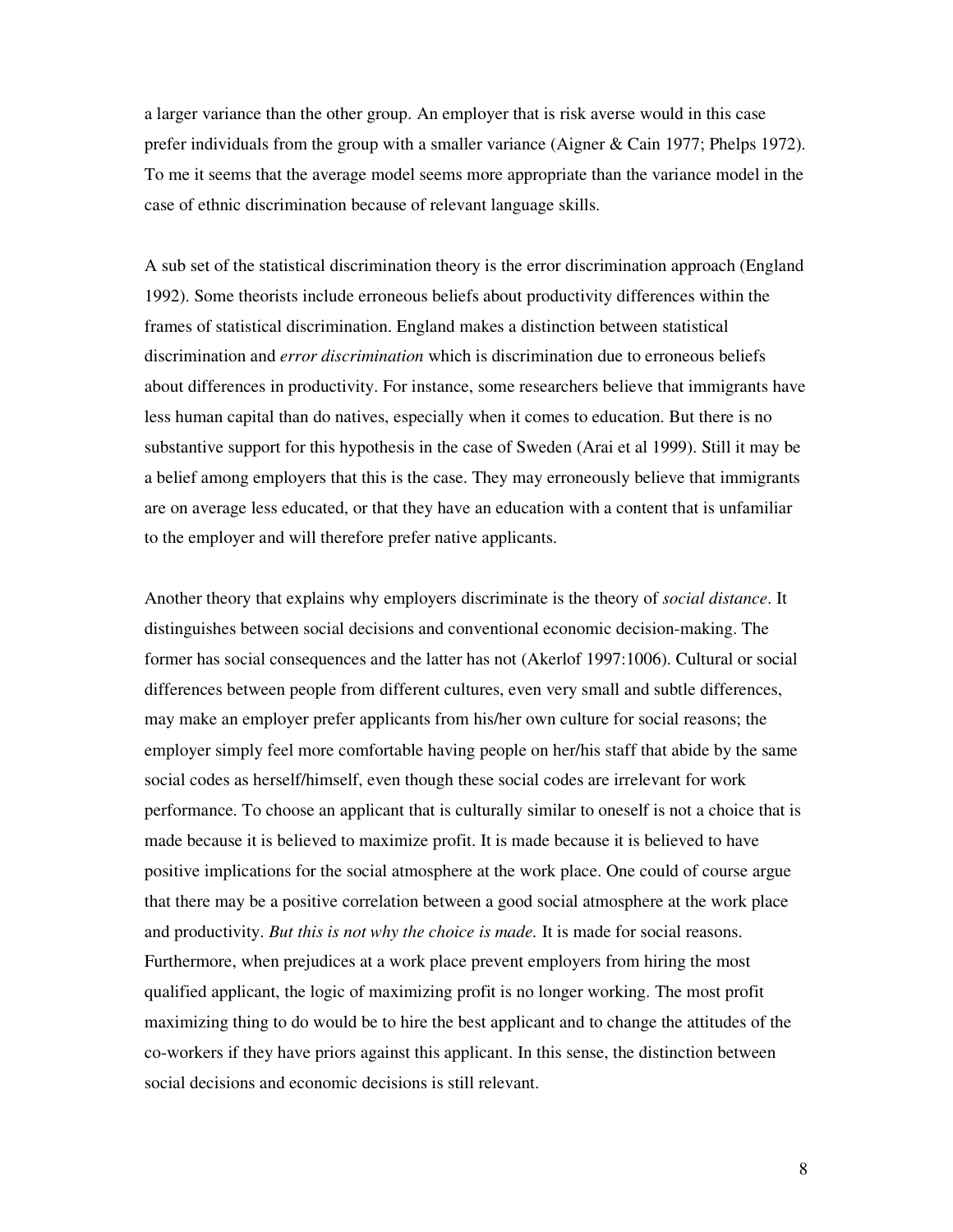a larger variance than the other group. An employer that is risk averse would in this case prefer individuals from the group with a smaller variance (Aigner & Cain 1977; Phelps 1972). To me it seems that the average model seems more appropriate than the variance model in the case of ethnic discrimination because of relevant language skills.

A sub set of the statistical discrimination theory is the error discrimination approach (England 1992). Some theorists include erroneous beliefs about productivity differences within the frames of statistical discrimination. England makes a distinction between statistical discrimination and *error discrimination* which is discrimination due to erroneous beliefs about differences in productivity. For instance, some researchers believe that immigrants have less human capital than do natives, especially when it comes to education. But there is no substantive support for this hypothesis in the case of Sweden (Arai et al 1999). Still it may be a belief among employers that this is the case. They may erroneously believe that immigrants are on average less educated, or that they have an education with a content that is unfamiliar to the employer and will therefore prefer native applicants.

Another theory that explains why employers discriminate is the theory of *social distance*. It distinguishes between social decisions and conventional economic decision-making. The former has social consequences and the latter has not (Akerlof 1997:1006). Cultural or social differences between people from different cultures, even very small and subtle differences, may make an employer prefer applicants from his/her own culture for social reasons; the employer simply feel more comfortable having people on her/his staff that abide by the same social codes as herself/himself, even though these social codes are irrelevant for work performance. To choose an applicant that is culturally similar to oneself is not a choice that is made because it is believed to maximize profit. It is made because it is believed to have positive implications for the social atmosphere at the work place. One could of course argue that there may be a positive correlation between a good social atmosphere at the work place and productivity. *But this is not why the choice is made.* It is made for social reasons. Furthermore, when prejudices at a work place prevent employers from hiring the most qualified applicant, the logic of maximizing profit is no longer working. The most profit maximizing thing to do would be to hire the best applicant and to change the attitudes of the co-workers if they have priors against this applicant. In this sense, the distinction between social decisions and economic decisions is still relevant.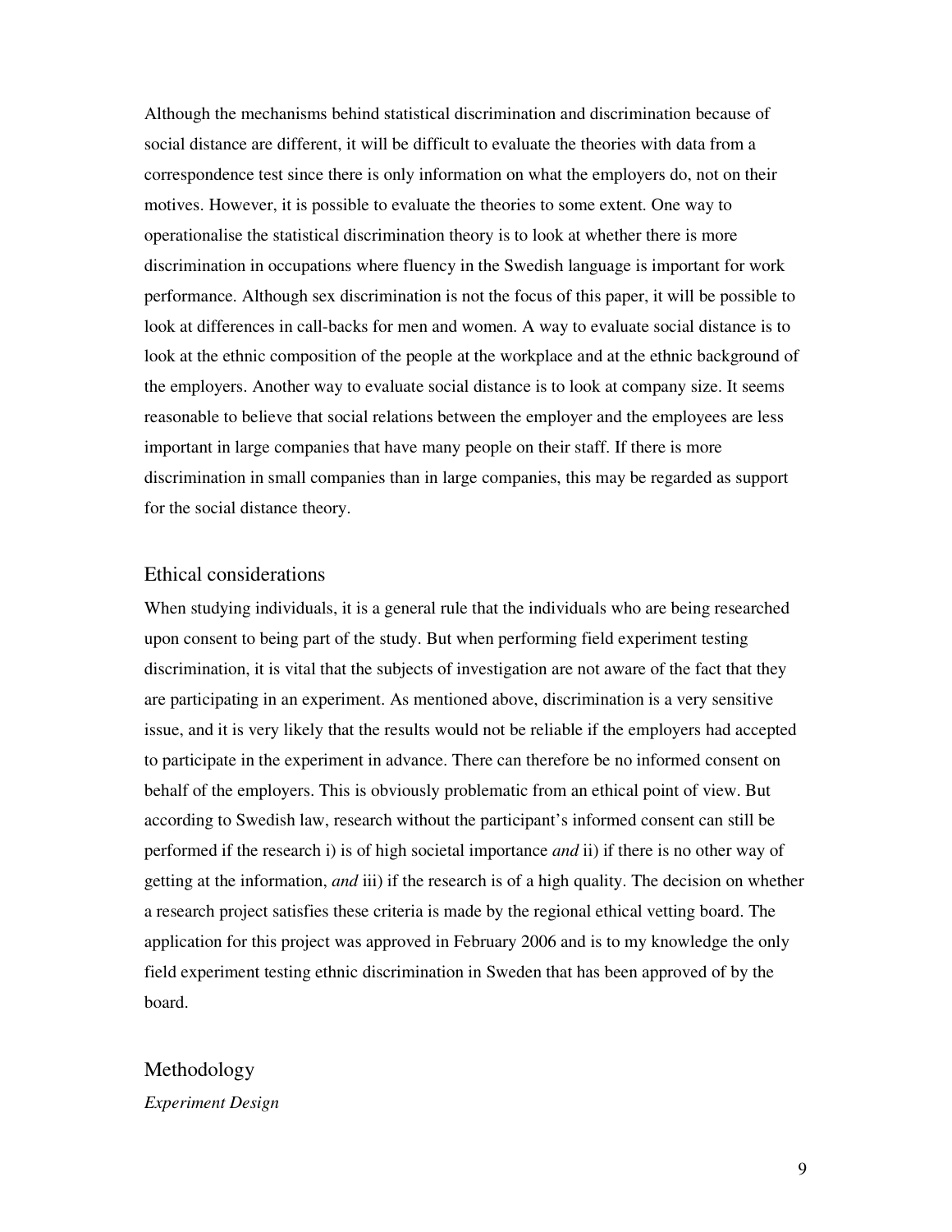Although the mechanisms behind statistical discrimination and discrimination because of social distance are different, it will be difficult to evaluate the theories with data from a correspondence test since there is only information on what the employers do, not on their motives. However, it is possible to evaluate the theories to some extent. One way to operationalise the statistical discrimination theory is to look at whether there is more discrimination in occupations where fluency in the Swedish language is important for work performance. Although sex discrimination is not the focus of this paper, it will be possible to look at differences in call-backs for men and women. A way to evaluate social distance is to look at the ethnic composition of the people at the workplace and at the ethnic background of the employers. Another way to evaluate social distance is to look at company size. It seems reasonable to believe that social relations between the employer and the employees are less important in large companies that have many people on their staff. If there is more discrimination in small companies than in large companies, this may be regarded as support for the social distance theory.

## Ethical considerations

When studying individuals, it is a general rule that the individuals who are being researched upon consent to being part of the study. But when performing field experiment testing discrimination, it is vital that the subjects of investigation are not aware of the fact that they are participating in an experiment. As mentioned above, discrimination is a very sensitive issue, and it is very likely that the results would not be reliable if the employers had accepted to participate in the experiment in advance. There can therefore be no informed consent on behalf of the employers. This is obviously problematic from an ethical point of view. But according to Swedish law, research without the participant's informed consent can still be performed if the research i) is of high societal importance *and* ii) if there is no other way of getting at the information, *and* iii) if the research is of a high quality. The decision on whether a research project satisfies these criteria is made by the regional ethical vetting board. The application for this project was approved in February 2006 and is to my knowledge the only field experiment testing ethnic discrimination in Sweden that has been approved of by the board.

## Methodology

### *Experiment Design*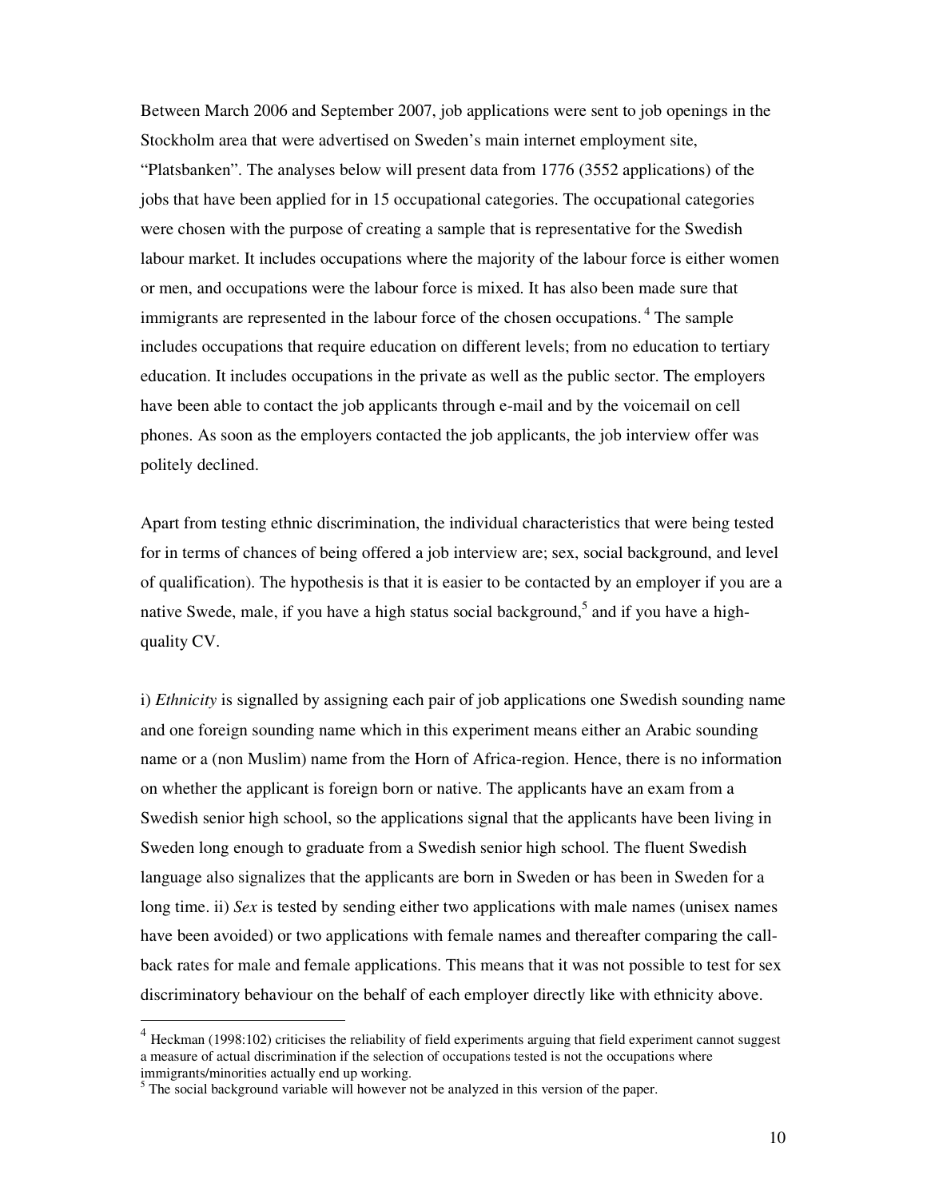Between March 2006 and September 2007, job applications were sent to job openings in the Stockholm area that were advertised on Sweden's main internet employment site, "Platsbanken". The analyses below will present data from 1776 (3552 applications) of the jobs that have been applied for in 15 occupational categories. The occupational categories were chosen with the purpose of creating a sample that is representative for the Swedish labour market. It includes occupations where the majority of the labour force is either women or men, and occupations were the labour force is mixed. It has also been made sure that immigrants are represented in the labour force of the chosen occupations.[4] The sample includes occupations that require education on different levels; from no education to tertiary education. It includes occupations in the private as well as the public sector. The employers have been able to contact the job applicants through e-mail and by the voicemail on cell phones. As soon as the employers contacted the job applicants, the job interview offer was politely declined.

Apart from testing ethnic discrimination, the individual characteristics that were being tested for in terms of chances of being offered a job interview are; sex, social background, and level of qualification). The hypothesis is that it is easier to be contacted by an employer if you are a native Swede, male, if you have a high status social background,[5] and if you have a high-quality CV.

i) *Ethnicity* is signalled by assigning each pair of job applications one Swedish sounding name and one foreign sounding name which in this experiment means either an Arabic sounding name or a (non Muslim) name from the Horn of Africa-region. Hence, there is no information on whether the applicant is foreign born or native. The applicants have an exam from a Swedish senior high school, so the applications signal that the applicants have been living in Sweden long enough to graduate from a Swedish senior high school. The fluent Swedish language also signalizes that the applicants are born in Sweden or has been in Sweden for a long time. ii) *Sex* is tested by sending either two applications with male names (unisex names have been avoided) or two applications with female names and thereafter comparing the call-back rates for male and female applications. This means that it was not possible to test for sex discriminatory behaviour on the behalf of each employer directly like with ethnicity above.

---

[4] Heckman (1998:102) criticises the reliability of field experiments arguing that field experiment cannot suggest a measure of actual discrimination if the selection of occupations tested is not the occupations where immigrants/minorities actually end up working.

[5] The social background variable will however not be analyzed in this version of the paper.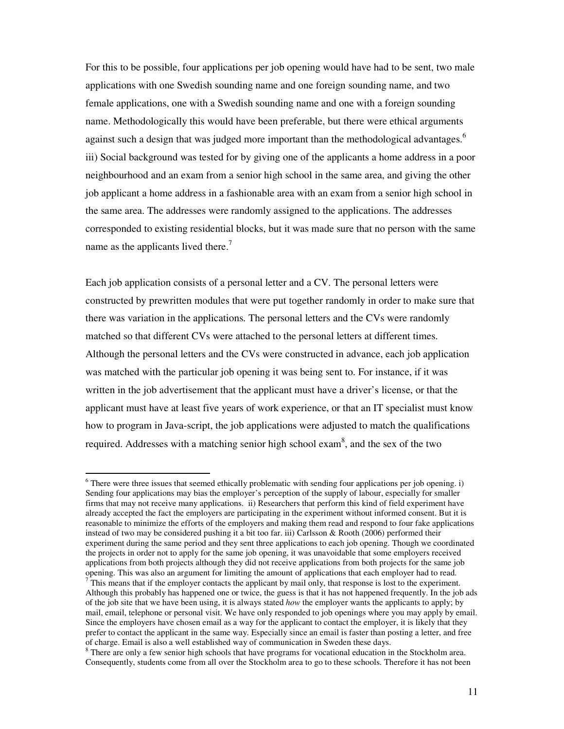For this to be possible, four applications per job opening would have had to be sent, two male applications with one Swedish sounding name and one foreign sounding name, and two female applications, one with a Swedish sounding name and one with a foreign sounding name. Methodologically this would have been preferable, but there were ethical arguments against such a design that was judged more important than the methodological advantages.[6]
iii) Social background was tested for by giving one of the applicants a home address in a poor neighbourhood and an exam from a senior high school in the same area, and giving the other job applicant a home address in a fashionable area with an exam from a senior high school in the same area. The addresses were randomly assigned to the applications. The addresses corresponded to existing residential blocks, but it was made sure that no person with the same name as the applicants lived there.[7]

Each job application consists of a personal letter and a CV. The personal letters were constructed by prewritten modules that were put together randomly in order to make sure that there was variation in the applications. The personal letters and the CVs were randomly matched so that different CVs were attached to the personal letters at different times. Although the personal letters and the CVs were constructed in advance, each job application was matched with the particular job opening it was being sent to. For instance, if it was written in the job advertisement that the applicant must have a driver's license, or that the applicant must have at least five years of work experience, or that an IT specialist must know how to program in Java-script, the job applications were adjusted to match the qualifications required. Addresses with a matching senior high school exam[8], and the sex of the two

---

[6] There were three issues that seemed ethically problematic with sending four applications per job opening. i) Sending four applications may bias the employer's perception of the supply of labour, especially for smaller firms that may not receive many applications. ii) Researchers that perform this kind of field experiment have already accepted the fact the employers are participating in the experiment without informed consent. But it is reasonable to minimize the efforts of the employers and making them read and respond to four fake applications instead of two may be considered pushing it a bit too far. iii) Carlsson & Rooth (2006) performed their experiment during the same period and they sent three applications to each job opening. Though we coordinated the projects in order not to apply for the same job opening, it was unavoidable that some employers received applications from both projects although they did not receive applications from both projects for the same job opening. This was also an argument for limiting the amount of applications that each employer had to read.

[7] This means that if the employer contacts the applicant by mail only, that response is lost to the experiment. Although this probably has happened one or twice, the guess is that it has not happened frequently. In the job ads of the job site that we have been using, it is always stated *how* the employer wants the applicants to apply; by mail, email, telephone or personal visit. We have only responded to job openings where you may apply by email. Since the employers have chosen email as a way for the applicant to contact the employer, it is likely that they prefer to contact the applicant in the same way. Especially since an email is faster than posting a letter, and free of charge. Email is also a well established way of communication in Sweden these days.

[8] There are only a few senior high schools that have programs for vocational education in the Stockholm area. Consequently, students come from all over the Stockholm area to go to these schools. Therefore it has not been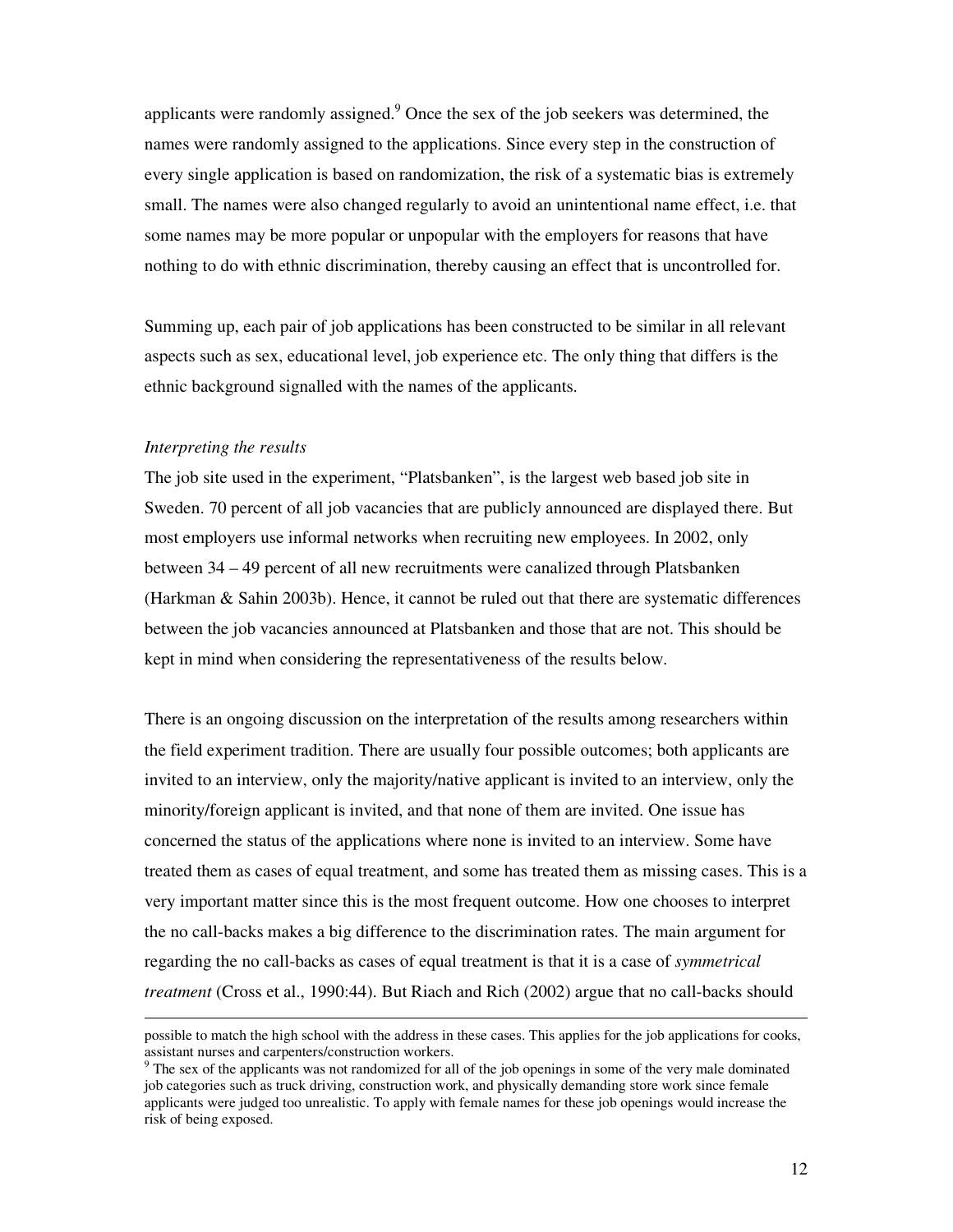applicants were randomly assigned.[9] Once the sex of the job seekers was determined, the names were randomly assigned to the applications. Since every step in the construction of every single application is based on randomization, the risk of a systematic bias is extremely small. The names were also changed regularly to avoid an unintentional name effect, i.e. that some names may be more popular or unpopular with the employers for reasons that have nothing to do with ethnic discrimination, thereby causing an effect that is uncontrolled for.

Summing up, each pair of job applications has been constructed to be similar in all relevant aspects such as sex, educational level, job experience etc. The only thing that differs is the ethnic background signalled with the names of the applicants.

*Interpreting the results*

The job site used in the experiment, "Platsbanken", is the largest web based job site in Sweden. 70 percent of all job vacancies that are publicly announced are displayed there. But most employers use informal networks when recruiting new employees. In 2002, only between 34 – 49 percent of all new recruitments were canalized through Platsbanken (Harkman & Sahin 2003b). Hence, it cannot be ruled out that there are systematic differences between the job vacancies announced at Platsbanken and those that are not. This should be kept in mind when considering the representativeness of the results below.

There is an ongoing discussion on the interpretation of the results among researchers within the field experiment tradition. There are usually four possible outcomes; both applicants are invited to an interview, only the majority/native applicant is invited to an interview, only the minority/foreign applicant is invited, and that none of them are invited. One issue has concerned the status of the applications where none is invited to an interview. Some have treated them as cases of equal treatment, and some has treated them as missing cases. This is a very important matter since this is the most frequent outcome. How one chooses to interpret the no call-backs makes a big difference to the discrimination rates. The main argument for regarding the no call-backs as cases of equal treatment is that it is a case of *symmetrical treatment* (Cross et al., 1990:44). But Riach and Rich (2002) argue that no call-backs should

---

possible to match the high school with the address in these cases. This applies for the job applications for cooks, assistant nurses and carpenters/construction workers.

[9] The sex of the applicants was not randomized for all of the job openings in some of the very male dominated job categories such as truck driving, construction work, and physically demanding store work since female applicants were judged too unrealistic. To apply with female names for these job openings would increase the risk of being exposed.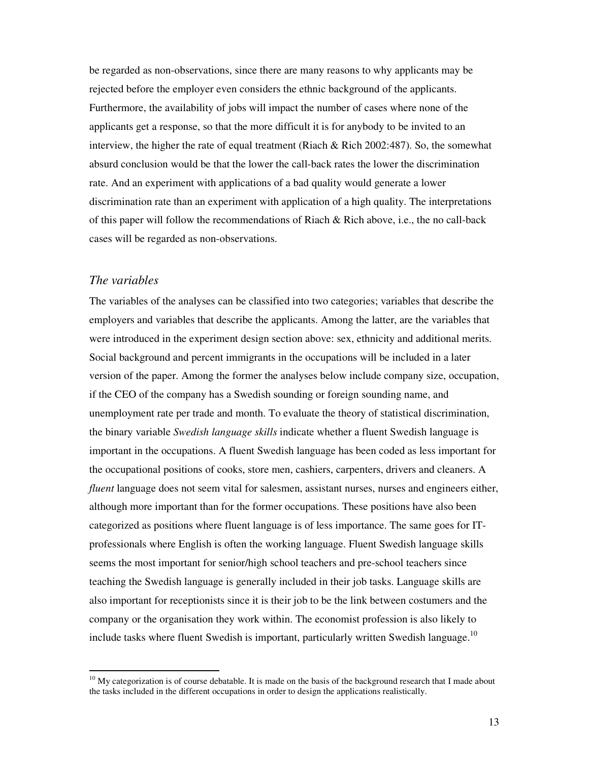be regarded as non-observations, since there are many reasons to why applicants may be rejected before the employer even considers the ethnic background of the applicants. Furthermore, the availability of jobs will impact the number of cases where none of the applicants get a response, so that the more difficult it is for anybody to be invited to an interview, the higher the rate of equal treatment (Riach & Rich 2002:487). So, the somewhat absurd conclusion would be that the lower the call-back rates the lower the discrimination rate. And an experiment with applications of a bad quality would generate a lower discrimination rate than an experiment with application of a high quality. The interpretations of this paper will follow the recommendations of Riach & Rich above, i.e., the no call-back cases will be regarded as non-observations.

### *The variables*

The variables of the analyses can be classified into two categories; variables that describe the employers and variables that describe the applicants. Among the latter, are the variables that were introduced in the experiment design section above: sex, ethnicity and additional merits. Social background and percent immigrants in the occupations will be included in a later version of the paper. Among the former the analyses below include company size, occupation, if the CEO of the company has a Swedish sounding or foreign sounding name, and unemployment rate per trade and month. To evaluate the theory of statistical discrimination, the binary variable *Swedish language skills* indicate whether a fluent Swedish language is important in the occupations. A fluent Swedish language has been coded as less important for the occupational positions of cooks, store men, cashiers, carpenters, drivers and cleaners. A *fluent* language does not seem vital for salesmen, assistant nurses, nurses and engineers either, although more important than for the former occupations. These positions have also been categorized as positions where fluent language is of less importance. The same goes for IT-professionals where English is often the working language. Fluent Swedish language skills seems the most important for senior/high school teachers and pre-school teachers since teaching the Swedish language is generally included in their job tasks. Language skills are also important for receptionists since it is their job to be the link between costumers and the company or the organisation they work within. The economist profession is also likely to include tasks where fluent Swedish is important, particularly written Swedish language.[10]

[10] My categorization is of course debatable. It is made on the basis of the background research that I made about the tasks included in the different occupations in order to design the applications realistically.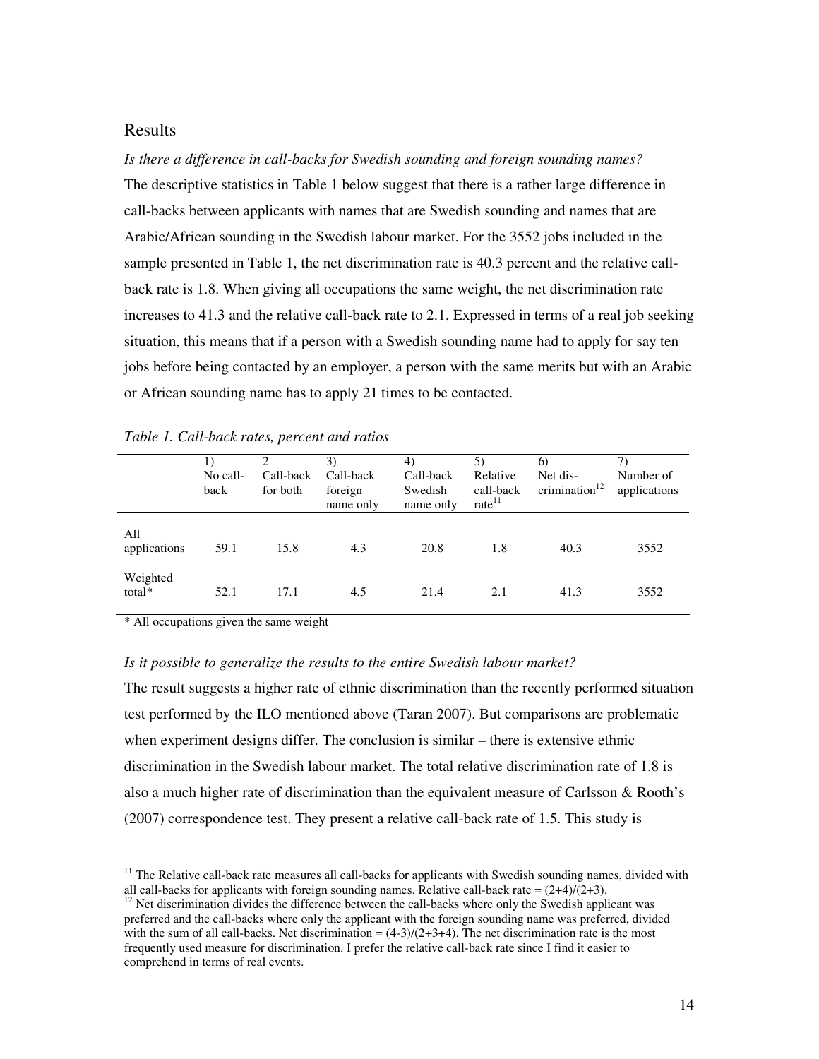## Results

*Is there a difference in call-backs for Swedish sounding and foreign sounding names?*

The descriptive statistics in Table 1 below suggest that there is a rather large difference in call-backs between applicants with names that are Swedish sounding and names that are Arabic/African sounding in the Swedish labour market. For the 3552 jobs included in the sample presented in Table 1, the net discrimination rate is 40.3 percent and the relative call-back rate is 1.8. When giving all occupations the same weight, the net discrimination rate increases to 41.3 and the relative call-back rate to 2.1. Expressed in terms of a real job seeking situation, this means that if a person with a Swedish sounding name had to apply for say ten jobs before being contacted by an employer, a person with the same merits but with an Arabic or African sounding name has to apply 21 times to be contacted.

*Table 1. Call-back rates, percent and ratios*

| | 1) No call-back | 2 Call-back for both | 3) Call-back foreign name only | 4) Call-back Swedish name only | 5) Relative call-back rate[11] | 6) Net dis-crimination[12] | 7) Number of applications |
|---|---|---|---|---|---|---|---|
| All applications | 59.1 | 15.8 | 4.3 | 20.8 | 1.8 | 40.3 | 3552 |
| Weighted total* | 52.1 | 17.1 | 4.5 | 21.4 | 2.1 | 41.3 | 3552 |

\* All occupations given the same weight

*Is it possible to generalize the results to the entire Swedish labour market?*

The result suggests a higher rate of ethnic discrimination than the recently performed situation test performed by the ILO mentioned above (Taran 2007). But comparisons are problematic when experiment designs differ. The conclusion is similar – there is extensive ethnic discrimination in the Swedish labour market. The total relative discrimination rate of 1.8 is also a much higher rate of discrimination than the equivalent measure of Carlsson & Rooth's (2007) correspondence test. They present a relative call-back rate of 1.5. This study is

---

[11] The Relative call-back rate measures all call-backs for applicants with Swedish sounding names, divided with all call-backs for applicants with foreign sounding names. Relative call-back rate = (2+4)/(2+3).

[12] Net discrimination divides the difference between the call-backs where only the Swedish applicant was preferred and the call-backs where only the applicant with the foreign sounding name was preferred, divided with the sum of all call-backs. Net discrimination = (4-3)/(2+3+4). The net discrimination rate is the most frequently used measure for discrimination. I prefer the relative call-back rate since I find it easier to comprehend in terms of real events.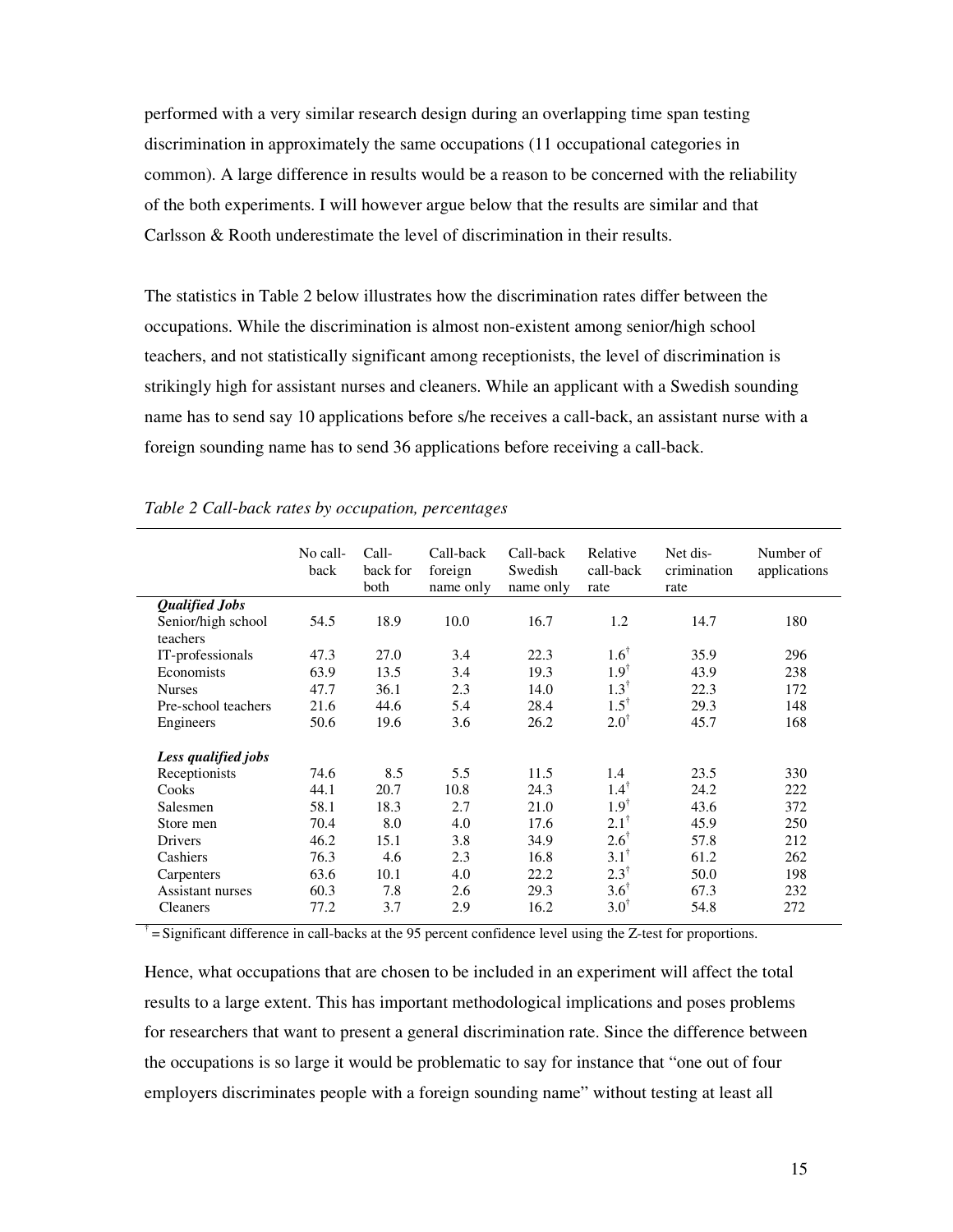performed with a very similar research design during an overlapping time span testing discrimination in approximately the same occupations (11 occupational categories in common). A large difference in results would be a reason to be concerned with the reliability of the both experiments. I will however argue below that the results are similar and that Carlsson & Rooth underestimate the level of discrimination in their results.

The statistics in Table 2 below illustrates how the discrimination rates differ between the occupations. While the discrimination is almost non-existent among senior/high school teachers, and not statistically significant among receptionists, the level of discrimination is strikingly high for assistant nurses and cleaners. While an applicant with a Swedish sounding name has to send say 10 applications before s/he receives a call-back, an assistant nurse with a foreign sounding name has to send 36 applications before receiving a call-back.

*Table 2 Call-back rates by occupation, percentages*

| | No call-back | Call-back for both | Call-back foreign name only | Call-back Swedish name only | Relative call-back rate | Net dis-crimination rate | Number of applications |
|---|---|---|---|---|---|---|---|
| ***Qualified Jobs*** | | | | | | | |
| Senior/high school teachers | 54.5 | 18.9 | 10.0 | 16.7 | 1.2 | 14.7 | 180 |
| IT-professionals | 47.3 | 27.0 | 3.4 | 22.3 | 1.6† | 35.9 | 296 |
| Economists | 63.9 | 13.5 | 3.4 | 19.3 | 1.9† | 43.9 | 238 |
| Nurses | 47.7 | 36.1 | 2.3 | 14.0 | 1.3† | 22.3 | 172 |
| Pre-school teachers | 21.6 | 44.6 | 5.4 | 28.4 | 1.5† | 29.3 | 148 |
| Engineers | 50.6 | 19.6 | 3.6 | 26.2 | 2.0† | 45.7 | 168 |
| ***Less qualified jobs*** | | | | | | | |
| Receptionists | 74.6 | 8.5 | 5.5 | 11.5 | 1.4 | 23.5 | 330 |
| Cooks | 44.1 | 20.7 | 10.8 | 24.3 | 1.4† | 24.2 | 222 |
| Salesmen | 58.1 | 18.3 | 2.7 | 21.0 | 1.9† | 43.6 | 372 |
| Store men | 70.4 | 8.0 | 4.0 | 17.6 | 2.1† | 45.9 | 250 |
| Drivers | 46.2 | 15.1 | 3.8 | 34.9 | 2.6† | 57.8 | 212 |
| Cashiers | 76.3 | 4.6 | 2.3 | 16.8 | 3.1† | 61.2 | 262 |
| Carpenters | 63.6 | 10.1 | 4.0 | 22.2 | 2.3† | 50.0 | 198 |
| Assistant nurses | 60.3 | 7.8 | 2.6 | 29.3 | 3.6† | 67.3 | 232 |
| Cleaners | 77.2 | 3.7 | 2.9 | 16.2 | 3.0† | 54.8 | 272 |

† = Significant difference in call-backs at the 95 percent confidence level using the Z-test for proportions.

Hence, what occupations that are chosen to be included in an experiment will affect the total results to a large extent. This has important methodological implications and poses problems for researchers that want to present a general discrimination rate. Since the difference between the occupations is so large it would be problematic to say for instance that "one out of four employers discriminates people with a foreign sounding name" without testing at least all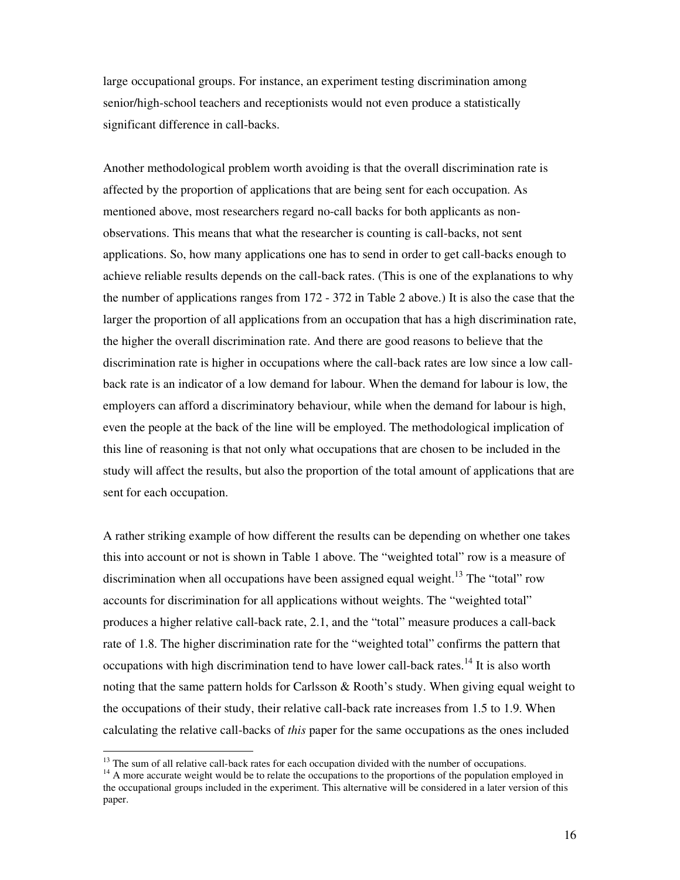large occupational groups. For instance, an experiment testing discrimination among senior/high-school teachers and receptionists would not even produce a statistically significant difference in call-backs.

Another methodological problem worth avoiding is that the overall discrimination rate is affected by the proportion of applications that are being sent for each occupation. As mentioned above, most researchers regard no-call backs for both applicants as non-observations. This means that what the researcher is counting is call-backs, not sent applications. So, how many applications one has to send in order to get call-backs enough to achieve reliable results depends on the call-back rates. (This is one of the explanations to why the number of applications ranges from 172 - 372 in Table 2 above.) It is also the case that the larger the proportion of all applications from an occupation that has a high discrimination rate, the higher the overall discrimination rate. And there are good reasons to believe that the discrimination rate is higher in occupations where the call-back rates are low since a low call-back rate is an indicator of a low demand for labour. When the demand for labour is low, the employers can afford a discriminatory behaviour, while when the demand for labour is high, even the people at the back of the line will be employed. The methodological implication of this line of reasoning is that not only what occupations that are chosen to be included in the study will affect the results, but also the proportion of the total amount of applications that are sent for each occupation.

A rather striking example of how different the results can be depending on whether one takes this into account or not is shown in Table 1 above. The "weighted total" row is a measure of discrimination when all occupations have been assigned equal weight.[13] The "total" row accounts for discrimination for all applications without weights. The "weighted total" produces a higher relative call-back rate, 2.1, and the "total" measure produces a call-back rate of 1.8. The higher discrimination rate for the "weighted total" confirms the pattern that occupations with high discrimination tend to have lower call-back rates.[14] It is also worth noting that the same pattern holds for Carlsson & Rooth's study. When giving equal weight to the occupations of their study, their relative call-back rate increases from 1.5 to 1.9. When calculating the relative call-backs of *this* paper for the same occupations as the ones included

---

[13] The sum of all relative call-back rates for each occupation divided with the number of occupations.

[14] A more accurate weight would be to relate the occupations to the proportions of the population employed in the occupational groups included in the experiment. This alternative will be considered in a later version of this paper.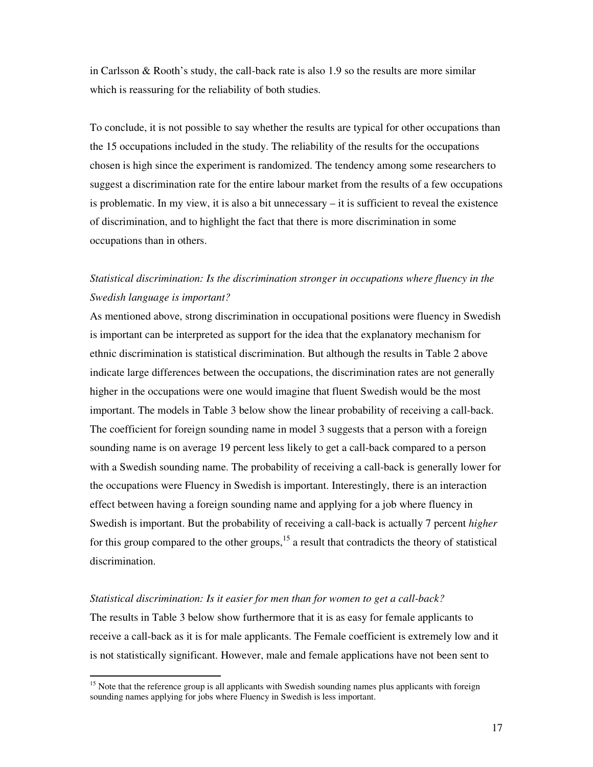in Carlsson & Rooth's study, the call-back rate is also 1.9 so the results are more similar which is reassuring for the reliability of both studies.

To conclude, it is not possible to say whether the results are typical for other occupations than the 15 occupations included in the study. The reliability of the results for the occupations chosen is high since the experiment is randomized. The tendency among some researchers to suggest a discrimination rate for the entire labour market from the results of a few occupations is problematic. In my view, it is also a bit unnecessary – it is sufficient to reveal the existence of discrimination, and to highlight the fact that there is more discrimination in some occupations than in others.

*Statistical discrimination: Is the discrimination stronger in occupations where fluency in the Swedish language is important?*

As mentioned above, strong discrimination in occupational positions were fluency in Swedish is important can be interpreted as support for the idea that the explanatory mechanism for ethnic discrimination is statistical discrimination. But although the results in Table 2 above indicate large differences between the occupations, the discrimination rates are not generally higher in the occupations were one would imagine that fluent Swedish would be the most important. The models in Table 3 below show the linear probability of receiving a call-back. The coefficient for foreign sounding name in model 3 suggests that a person with a foreign sounding name is on average 19 percent less likely to get a call-back compared to a person with a Swedish sounding name. The probability of receiving a call-back is generally lower for the occupations were Fluency in Swedish is important. Interestingly, there is an interaction effect between having a foreign sounding name and applying for a job where fluency in Swedish is important. But the probability of receiving a call-back is actually 7 percent *higher* for this group compared to the other groups,[15] a result that contradicts the theory of statistical discrimination.

*Statistical discrimination: Is it easier for men than for women to get a call-back?*

The results in Table 3 below show furthermore that it is as easy for female applicants to receive a call-back as it is for male applicants. The Female coefficient is extremely low and it is not statistically significant. However, male and female applications have not been sent to

[15] Note that the reference group is all applicants with Swedish sounding names plus applicants with foreign sounding names applying for jobs where Fluency in Swedish is less important.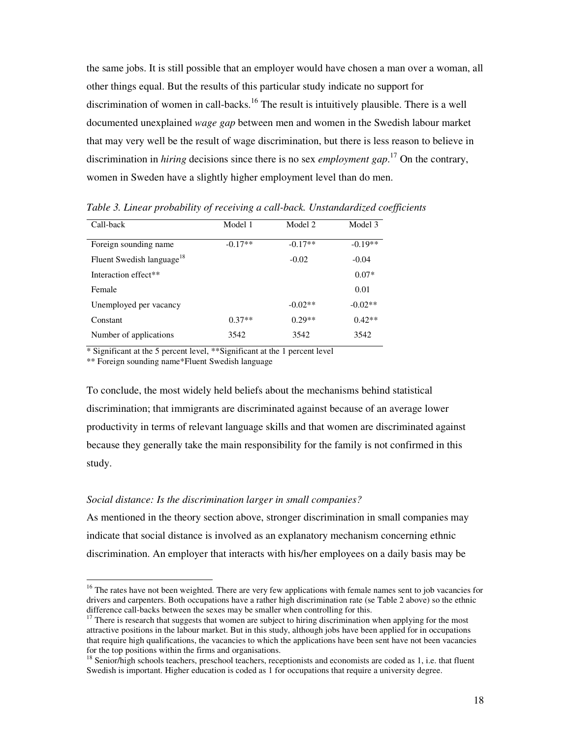the same jobs. It is still possible that an employer would have chosen a man over a woman, all other things equal. But the results of this particular study indicate no support for discrimination of women in call-backs.[16] The result is intuitively plausible. There is a well documented unexplained *wage gap* between men and women in the Swedish labour market that may very well be the result of wage discrimination, but there is less reason to believe in discrimination in *hiring* decisions since there is no sex *employment gap*.[17] On the contrary, women in Sweden have a slightly higher employment level than do men.

*Table 3. Linear probability of receiving a call-back. Unstandardized coefficients*

| Call-back | Model 1 | Model 2 | Model 3 |
|---|---|---|---|
| Foreign sounding name | -0.17** | -0.17** | -0.19** |
| Fluent Swedish language[18] | | -0.02 | -0.04 |
| Interaction effect** | | | 0.07* |
| Female | | | 0.01 |
| Unemployed per vacancy | | -0.02** | -0.02** |
| Constant | 0.37** | 0.29** | 0.42** |
| Number of applications | 3542 | 3542 | 3542 |

\* Significant at the 5 percent level, **Significant at the 1 percent level

** Foreign sounding name*Fluent Swedish language

To conclude, the most widely held beliefs about the mechanisms behind statistical discrimination; that immigrants are discriminated against because of an average lower productivity in terms of relevant language skills and that women are discriminated against because they generally take the main responsibility for the family is not confirmed in this study.

*Social distance: Is the discrimination larger in small companies?*

As mentioned in the theory section above, stronger discrimination in small companies may indicate that social distance is involved as an explanatory mechanism concerning ethnic discrimination. An employer that interacts with his/her employees on a daily basis may be

---

[16] The rates have not been weighted. There are very few applications with female names sent to job vacancies for drivers and carpenters. Both occupations have a rather high discrimination rate (se Table 2 above) so the ethnic difference call-backs between the sexes may be smaller when controlling for this.

[17] There is research that suggests that women are subject to hiring discrimination when applying for the most attractive positions in the labour market. But in this study, although jobs have been applied for in occupations that require high qualifications, the vacancies to which the applications have been sent have not been vacancies for the top positions within the firms and organisations.

[18] Senior/high schools teachers, preschool teachers, receptionists and economists are coded as 1, i.e. that fluent Swedish is important. Higher education is coded as 1 for occupations that require a university degree.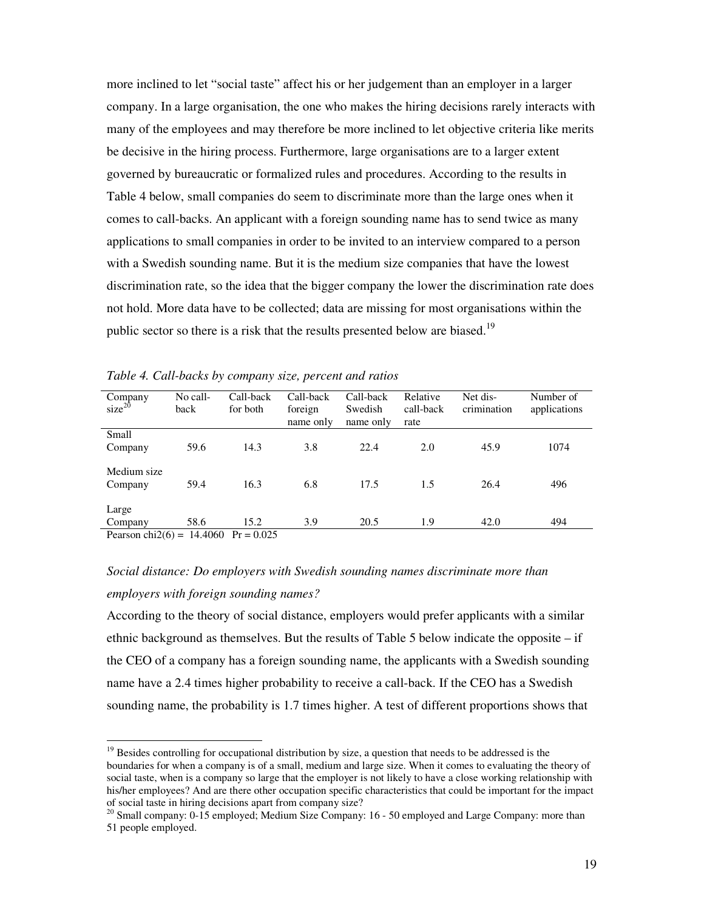more inclined to let "social taste" affect his or her judgement than an employer in a larger company. In a large organisation, the one who makes the hiring decisions rarely interacts with many of the employees and may therefore be more inclined to let objective criteria like merits be decisive in the hiring process. Furthermore, large organisations are to a larger extent governed by bureaucratic or formalized rules and procedures. According to the results in Table 4 below, small companies do seem to discriminate more than the large ones when it comes to call-backs. An applicant with a foreign sounding name has to send twice as many applications to small companies in order to be invited to an interview compared to a person with a Swedish sounding name. But it is the medium size companies that have the lowest discrimination rate, so the idea that the bigger company the lower the discrimination rate does not hold. More data have to be collected; data are missing for most organisations within the public sector so there is a risk that the results presented below are biased.[19]

*Table 4. Call-backs by company size, percent and ratios*

| Company size[20] | No call-back | Call-back for both | Call-back foreign name only | Call-back Swedish name only | Relative call-back rate | Net dis-crimination | Number of applications |
|---|---|---|---|---|---|---|---|
| Small Company | 59.6 | 14.3 | 3.8 | 22.4 | 2.0 | 45.9 | 1074 |
| Medium size Company | 59.4 | 16.3 | 6.8 | 17.5 | 1.5 | 26.4 | 496 |
| Large Company | 58.6 | 15.2 | 3.9 | 20.5 | 1.9 | 42.0 | 494 |

Pearson chi2(6) = 14.4060 Pr = 0.025

*Social distance: Do employers with Swedish sounding names discriminate more than employers with foreign sounding names?*

According to the theory of social distance, employers would prefer applicants with a similar ethnic background as themselves. But the results of Table 5 below indicate the opposite – if the CEO of a company has a foreign sounding name, the applicants with a Swedish sounding name have a 2.4 times higher probability to receive a call-back. If the CEO has a Swedish sounding name, the probability is 1.7 times higher. A test of different proportions shows that

[19] Besides controlling for occupational distribution by size, a question that needs to be addressed is the boundaries for when a company is of a small, medium and large size. When it comes to evaluating the theory of social taste, when is a company so large that the employer is not likely to have a close working relationship with his/her employees? And are there other occupation specific characteristics that could be important for the impact of social taste in hiring decisions apart from company size?

[20] Small company: 0-15 employed; Medium Size Company: 16 - 50 employed and Large Company: more than 51 people employed.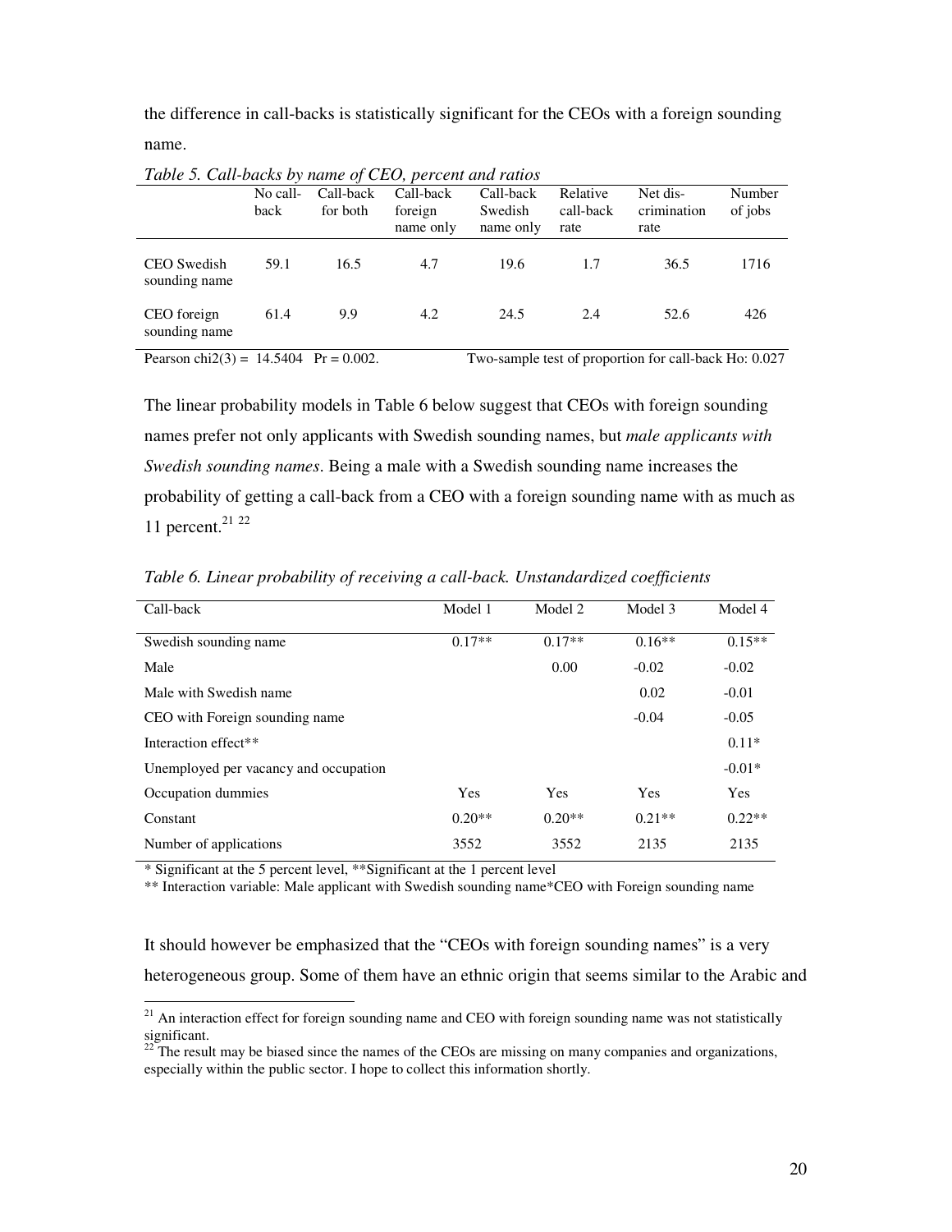the difference in call-backs is statistically significant for the CEOs with a foreign sounding name.

*Table 5. Call-backs by name of CEO, percent and ratios*

| | No call-back | Call-back for both | Call-back foreign name only | Call-back Swedish name only | Relative call-back rate | Net dis-crimination rate | Number of jobs |
|---|---|---|---|---|---|---|---|
| CEO Swedish sounding name | 59.1 | 16.5 | 4.7 | 19.6 | 1.7 | 36.5 | 1716 |
| CEO foreign sounding name | 61.4 | 9.9 | 4.2 | 24.5 | 2.4 | 52.6 | 426 |

Pearson chi2(3) = 14.5404 Pr = 0.002. Two-sample test of proportion for call-back Ho: 0.027

The linear probability models in Table 6 below suggest that CEOs with foreign sounding names prefer not only applicants with Swedish sounding names, but *male applicants with Swedish sounding names*. Being a male with a Swedish sounding name increases the probability of getting a call-back from a CEO with a foreign sounding name with as much as 11 percent.[21] [22]

*Table 6. Linear probability of receiving a call-back. Unstandardized coefficients*

| Call-back | Model 1 | Model 2 | Model 3 | Model 4 |
|---|---|---|---|---|
| Swedish sounding name | 0.17** | 0.17** | 0.16** | 0.15** |
| Male | | 0.00 | -0.02 | -0.02 |
| Male with Swedish name | | | 0.02 | -0.01 |
| CEO with Foreign sounding name | | | -0.04 | -0.05 |
| Interaction effect** | | | | 0.11* |
| Unemployed per vacancy and occupation | | | | -0.01* |
| Occupation dummies | Yes | Yes | Yes | Yes |
| Constant | 0.20** | 0.20** | 0.21** | 0.22** |
| Number of applications | 3552 | 3552 | 2135 | 2135 |

\* Significant at the 5 percent level, **Significant at the 1 percent level

** Interaction variable: Male applicant with Swedish sounding name*CEO with Foreign sounding name

It should however be emphasized that the "CEOs with foreign sounding names" is a very heterogeneous group. Some of them have an ethnic origin that seems similar to the Arabic and

[21] An interaction effect for foreign sounding name and CEO with foreign sounding name was not statistically significant.

[22] The result may be biased since the names of the CEOs are missing on many companies and organizations, especially within the public sector. I hope to collect this information shortly.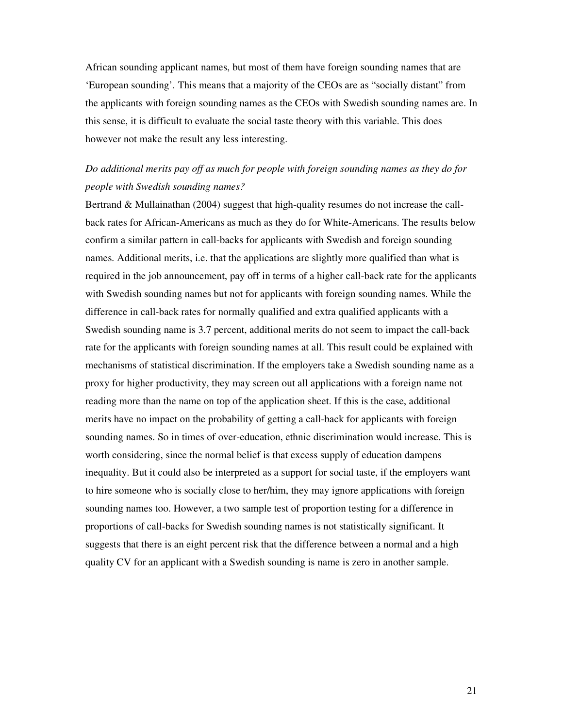African sounding applicant names, but most of them have foreign sounding names that are 'European sounding'. This means that a majority of the CEOs are as "socially distant" from the applicants with foreign sounding names as the CEOs with Swedish sounding names are. In this sense, it is difficult to evaluate the social taste theory with this variable. This does however not make the result any less interesting.

*Do additional merits pay off as much for people with foreign sounding names as they do for people with Swedish sounding names?*

Bertrand & Mullainathan (2004) suggest that high-quality resumes do not increase the call-back rates for African-Americans as much as they do for White-Americans. The results below confirm a similar pattern in call-backs for applicants with Swedish and foreign sounding names. Additional merits, i.e. that the applications are slightly more qualified than what is required in the job announcement, pay off in terms of a higher call-back rate for the applicants with Swedish sounding names but not for applicants with foreign sounding names. While the difference in call-back rates for normally qualified and extra qualified applicants with a Swedish sounding name is 3.7 percent, additional merits do not seem to impact the call-back rate for the applicants with foreign sounding names at all. This result could be explained with mechanisms of statistical discrimination. If the employers take a Swedish sounding name as a proxy for higher productivity, they may screen out all applications with a foreign name not reading more than the name on top of the application sheet. If this is the case, additional merits have no impact on the probability of getting a call-back for applicants with foreign sounding names. So in times of over-education, ethnic discrimination would increase. This is worth considering, since the normal belief is that excess supply of education dampens inequality. But it could also be interpreted as a support for social taste, if the employers want to hire someone who is socially close to her/him, they may ignore applications with foreign sounding names too. However, a two sample test of proportion testing for a difference in proportions of call-backs for Swedish sounding names is not statistically significant. It suggests that there is an eight percent risk that the difference between a normal and a high quality CV for an applicant with a Swedish sounding is name is zero in another sample.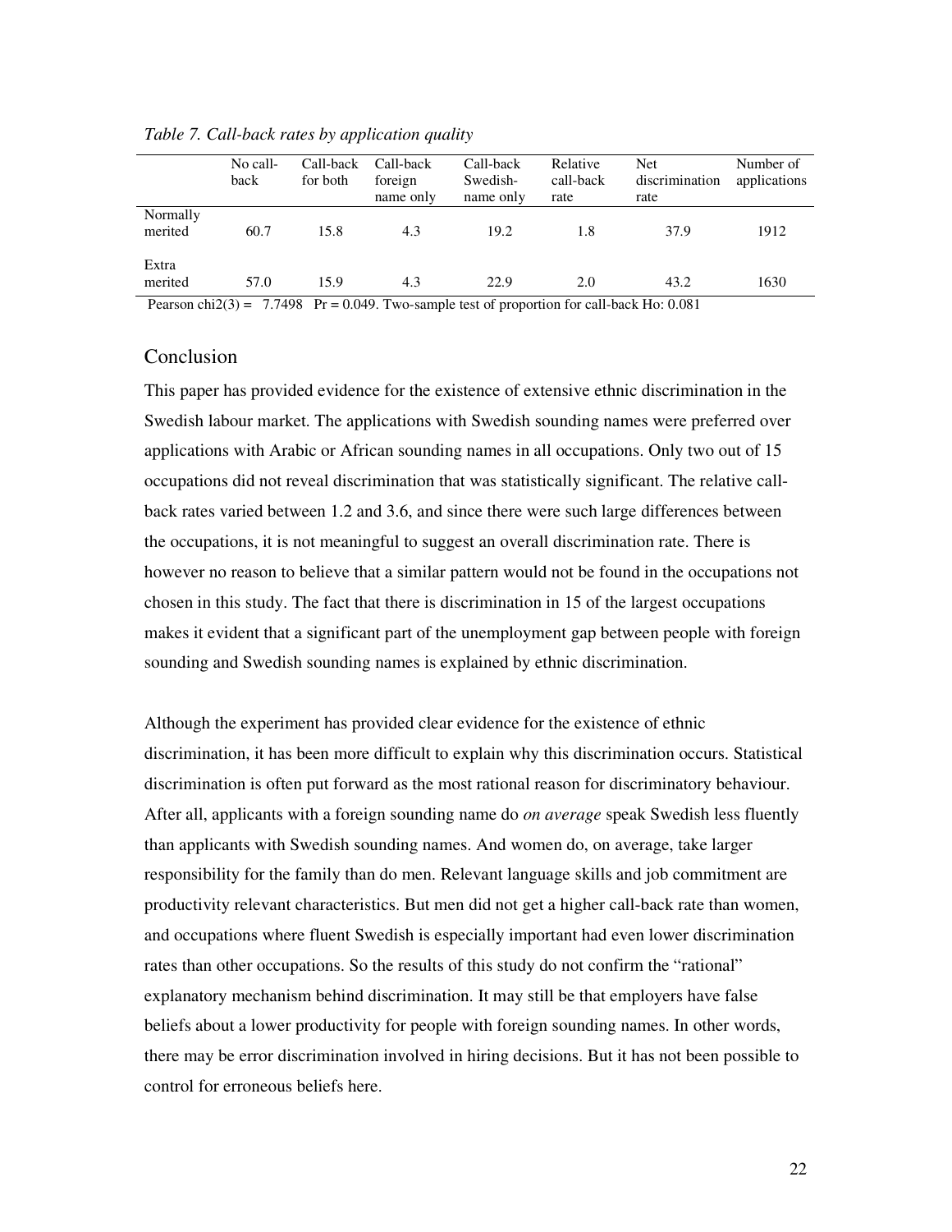*Table 7. Call-back rates by application quality*

| | No call-back | Call-back for both | Call-back foreign name only | Call-back Swedish-name only | Relative call-back rate | Net discrimination rate | Number of applications |
|---|---|---|---|---|---|---|---|
| Normally merited | 60.7 | 15.8 | 4.3 | 19.2 | 1.8 | 37.9 | 1912 |
| Extra merited | 57.0 | 15.9 | 4.3 | 22.9 | 2.0 | 43.2 | 1630 |

Pearson chi2(3) = 7.7498 Pr = 0.049. Two-sample test of proportion for call-back Ho: 0.081

## Conclusion

This paper has provided evidence for the existence of extensive ethnic discrimination in the Swedish labour market. The applications with Swedish sounding names were preferred over applications with Arabic or African sounding names in all occupations. Only two out of 15 occupations did not reveal discrimination that was statistically significant. The relative call-back rates varied between 1.2 and 3.6, and since there were such large differences between the occupations, it is not meaningful to suggest an overall discrimination rate. There is however no reason to believe that a similar pattern would not be found in the occupations not chosen in this study. The fact that there is discrimination in 15 of the largest occupations makes it evident that a significant part of the unemployment gap between people with foreign sounding and Swedish sounding names is explained by ethnic discrimination.

Although the experiment has provided clear evidence for the existence of ethnic discrimination, it has been more difficult to explain why this discrimination occurs. Statistical discrimination is often put forward as the most rational reason for discriminatory behaviour. After all, applicants with a foreign sounding name do *on average* speak Swedish less fluently than applicants with Swedish sounding names. And women do, on average, take larger responsibility for the family than do men. Relevant language skills and job commitment are productivity relevant characteristics. But men did not get a higher call-back rate than women, and occupations where fluent Swedish is especially important had even lower discrimination rates than other occupations. So the results of this study do not confirm the "rational" explanatory mechanism behind discrimination. It may still be that employers have false beliefs about a lower productivity for people with foreign sounding names. In other words, there may be error discrimination involved in hiring decisions. But it has not been possible to control for erroneous beliefs here.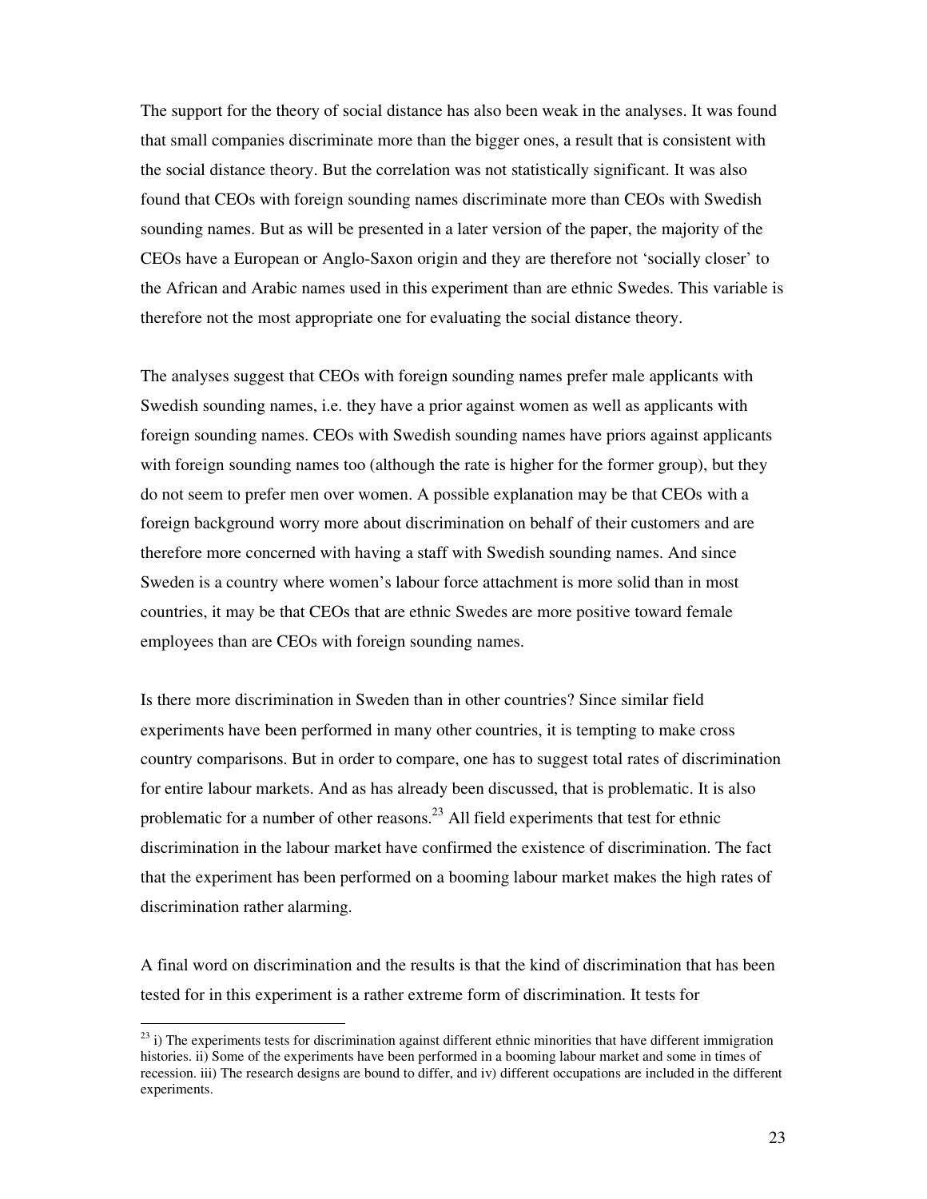The support for the theory of social distance has also been weak in the analyses. It was found that small companies discriminate more than the bigger ones, a result that is consistent with the social distance theory. But the correlation was not statistically significant. It was also found that CEOs with foreign sounding names discriminate more than CEOs with Swedish sounding names. But as will be presented in a later version of the paper, the majority of the CEOs have a European or Anglo-Saxon origin and they are therefore not 'socially closer' to the African and Arabic names used in this experiment than are ethnic Swedes. This variable is therefore not the most appropriate one for evaluating the social distance theory.

The analyses suggest that CEOs with foreign sounding names prefer male applicants with Swedish sounding names, i.e. they have a prior against women as well as applicants with foreign sounding names. CEOs with Swedish sounding names have priors against applicants with foreign sounding names too (although the rate is higher for the former group), but they do not seem to prefer men over women. A possible explanation may be that CEOs with a foreign background worry more about discrimination on behalf of their customers and are therefore more concerned with having a staff with Swedish sounding names. And since Sweden is a country where women's labour force attachment is more solid than in most countries, it may be that CEOs that are ethnic Swedes are more positive toward female employees than are CEOs with foreign sounding names.

Is there more discrimination in Sweden than in other countries? Since similar field experiments have been performed in many other countries, it is tempting to make cross country comparisons. But in order to compare, one has to suggest total rates of discrimination for entire labour markets. And as has already been discussed, that is problematic. It is also problematic for a number of other reasons.[23] All field experiments that test for ethnic discrimination in the labour market have confirmed the existence of discrimination. The fact that the experiment has been performed on a booming labour market makes the high rates of discrimination rather alarming.

A final word on discrimination and the results is that the kind of discrimination that has been tested for in this experiment is a rather extreme form of discrimination. It tests for

[23] i) The experiments tests for discrimination against different ethnic minorities that have different immigration histories. ii) Some of the experiments have been performed in a booming labour market and some in times of recession. iii) The research designs are bound to differ, and iv) different occupations are included in the different experiments.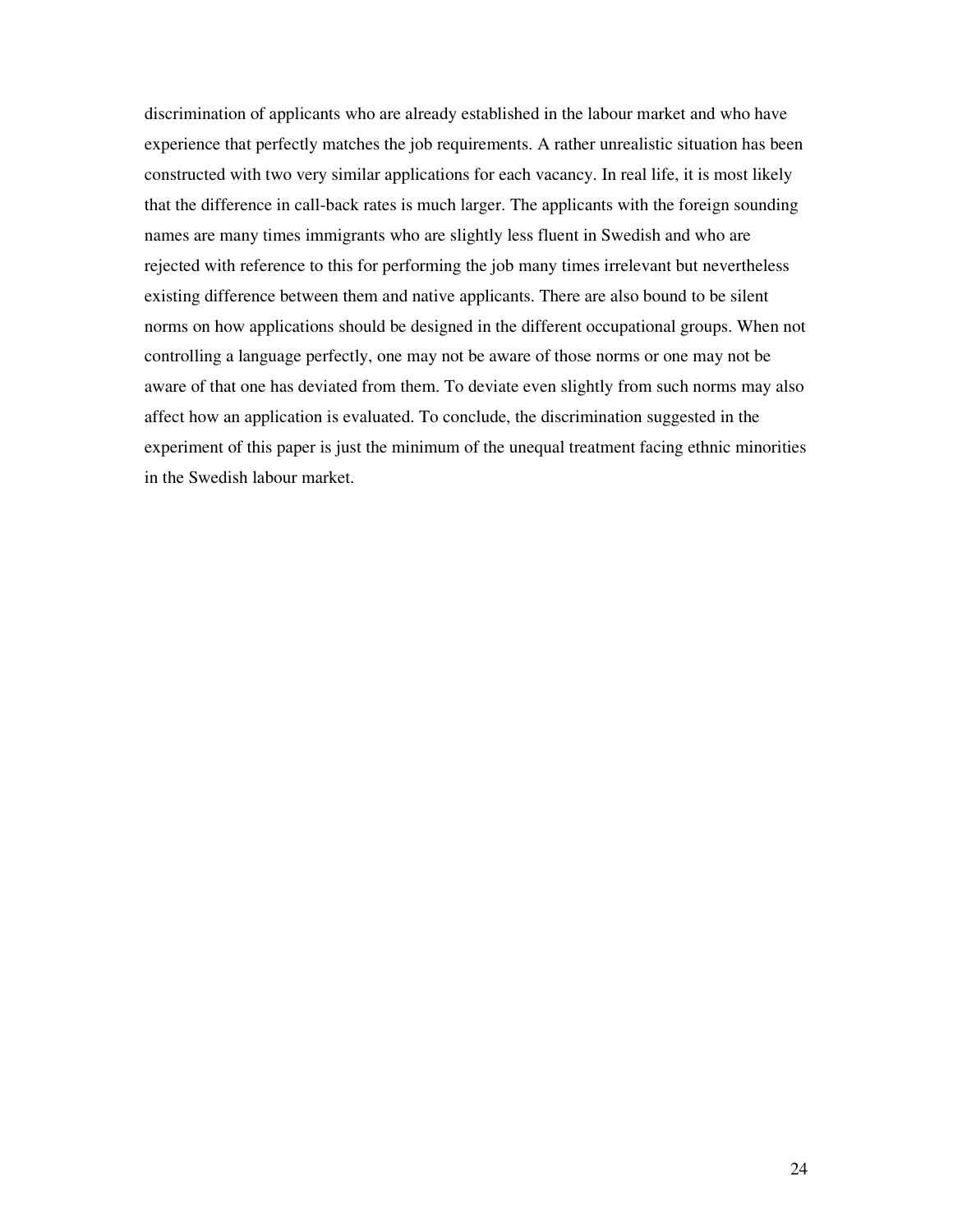discrimination of applicants who are already established in the labour market and who have experience that perfectly matches the job requirements. A rather unrealistic situation has been constructed with two very similar applications for each vacancy. In real life, it is most likely that the difference in call-back rates is much larger. The applicants with the foreign sounding names are many times immigrants who are slightly less fluent in Swedish and who are rejected with reference to this for performing the job many times irrelevant but nevertheless existing difference between them and native applicants. There are also bound to be silent norms on how applications should be designed in the different occupational groups. When not controlling a language perfectly, one may not be aware of those norms or one may not be aware of that one has deviated from them. To deviate even slightly from such norms may also affect how an application is evaluated. To conclude, the discrimination suggested in the experiment of this paper is just the minimum of the unequal treatment facing ethnic minorities in the Swedish labour market.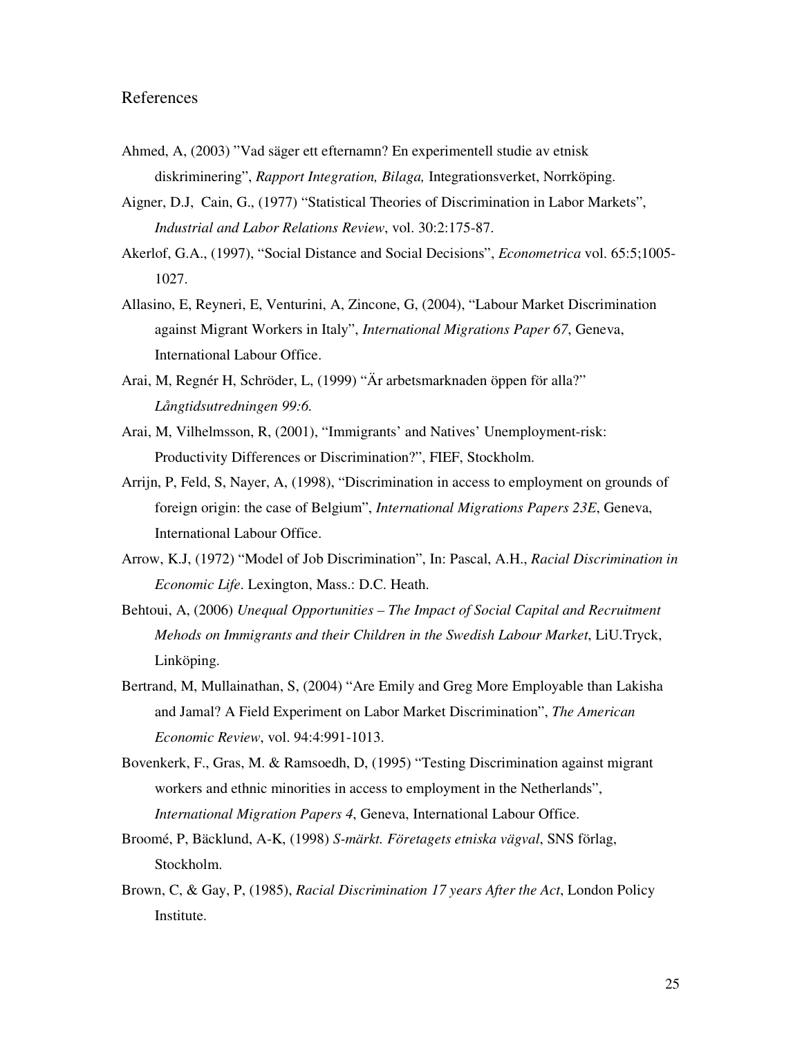# References

Ahmed, A, (2003) ”Vad säger ett efternamn? En experimentell studie av etnisk diskriminering”, *Rapport Integration, Bilaga,* Integrationsverket, Norrköping.

Aigner, D.J, Cain, G., (1977) “Statistical Theories of Discrimination in Labor Markets”, *Industrial and Labor Relations Review*, vol. 30:2:175-87.

Akerlof, G.A., (1997), “Social Distance and Social Decisions”, *Econometrica* vol. 65:5;1005-1027.

Allasino, E, Reyneri, E, Venturini, A, Zincone, G, (2004), “Labour Market Discrimination against Migrant Workers in Italy”, *International Migrations Paper 67*, Geneva, International Labour Office.

Arai, M, Regnér H, Schröder, L, (1999) “Är arbetsmarknaden öppen för alla?” *Långtidsutredningen 99:6.*

Arai, M, Vilhelmsson, R, (2001), “Immigrants’ and Natives’ Unemployment-risk: Productivity Differences or Discrimination?”, FIEF, Stockholm.

Arrijn, P, Feld, S, Nayer, A, (1998), “Discrimination in access to employment on grounds of foreign origin: the case of Belgium”, *International Migrations Papers 23E*, Geneva, International Labour Office.

Arrow, K.J, (1972) “Model of Job Discrimination”, In: Pascal, A.H., *Racial Discrimination in Economic Life*. Lexington, Mass.: D.C. Heath.

Behtoui, A, (2006) *Unequal Opportunities – The Impact of Social Capital and Recruitment Mehods on Immigrants and their Children in the Swedish Labour Market*, LiU.Tryck, Linköping.

Bertrand, M, Mullainathan, S, (2004) “Are Emily and Greg More Employable than Lakisha and Jamal? A Field Experiment on Labor Market Discrimination”, *The American Economic Review*, vol. 94:4:991-1013.

Bovenkerk, F., Gras, M. & Ramsoedh, D, (1995) “Testing Discrimination against migrant workers and ethnic minorities in access to employment in the Netherlands”, *International Migration Papers 4*, Geneva, International Labour Office.

Broomé, P, Bäcklund, A-K, (1998) *S-märkt. Företagets etniska vägval*, SNS förlag, Stockholm.

Brown, C, & Gay, P, (1985), *Racial Discrimination 17 years After the Act*, London Policy Institute.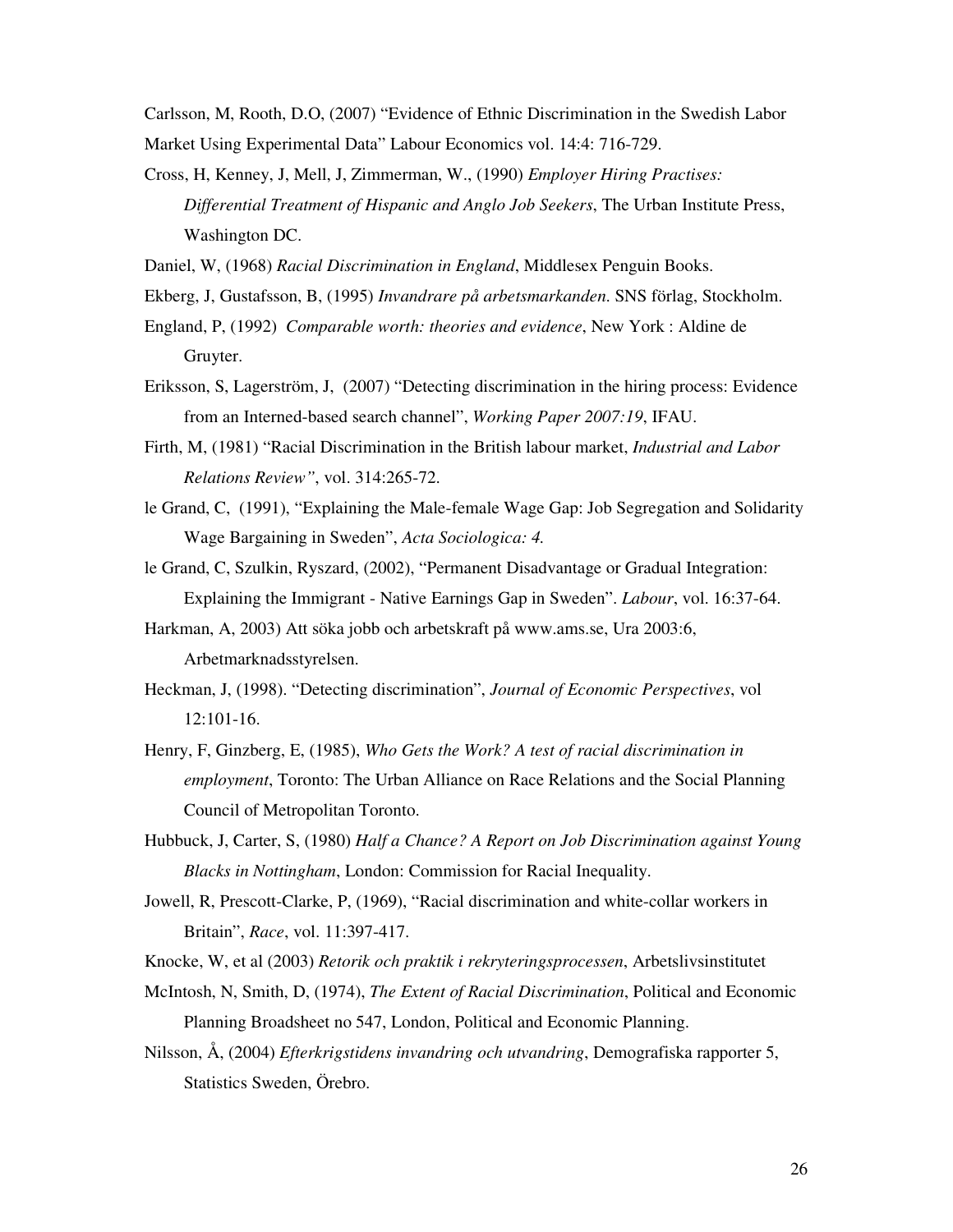Carlsson, M, Rooth, D.O, (2007) "Evidence of Ethnic Discrimination in the Swedish Labor Market Using Experimental Data" Labour Economics vol. 14:4: 716-729.

Cross, H, Kenney, J, Mell, J, Zimmerman, W., (1990) *Employer Hiring Practises: Differential Treatment of Hispanic and Anglo Job Seekers*, The Urban Institute Press, Washington DC.

Daniel, W, (1968) *Racial Discrimination in England*, Middlesex Penguin Books.

Ekberg, J, Gustafsson, B, (1995) *Invandrare på arbetsmarkanden.* SNS förlag, Stockholm.

England, P, (1992) *Comparable worth: theories and evidence*, New York : Aldine de Gruyter.

Eriksson, S, Lagerström, J, (2007) "Detecting discrimination in the hiring process: Evidence from an Interned-based search channel", *Working Paper 2007:19*, IFAU.

Firth, M, (1981) "Racial Discrimination in the British labour market, *Industrial and Labor Relations Review"*, vol. 314:265-72.

le Grand, C, (1991), "Explaining the Male-female Wage Gap: Job Segregation and Solidarity Wage Bargaining in Sweden", *Acta Sociologica: 4.*

le Grand, C, Szulkin, Ryszard, (2002), "Permanent Disadvantage or Gradual Integration: Explaining the Immigrant - Native Earnings Gap in Sweden". *Labour*, vol. 16:37-64.

Harkman, A, 2003) Att söka jobb och arbetskraft på www.ams.se, Ura 2003:6, Arbetmarknadsstyrelsen.

Heckman, J, (1998). "Detecting discrimination", *Journal of Economic Perspectives*, vol 12:101-16.

Henry, F, Ginzberg, E, (1985), *Who Gets the Work? A test of racial discrimination in employment*, Toronto: The Urban Alliance on Race Relations and the Social Planning Council of Metropolitan Toronto.

Hubbuck, J, Carter, S, (1980) *Half a Chance? A Report on Job Discrimination against Young Blacks in Nottingham*, London: Commission for Racial Inequality.

Jowell, R, Prescott-Clarke, P, (1969), "Racial discrimination and white-collar workers in Britain", *Race*, vol. 11:397-417.

Knocke, W, et al (2003) *Retorik och praktik i rekryteringsprocessen*, Arbetslivsinstitutet

McIntosh, N, Smith, D, (1974), *The Extent of Racial Discrimination*, Political and Economic Planning Broadsheet no 547, London, Political and Economic Planning.

Nilsson, Å, (2004) *Efterkrigstidens invandring och utvandring*, Demografiska rapporter 5, Statistics Sweden, Örebro.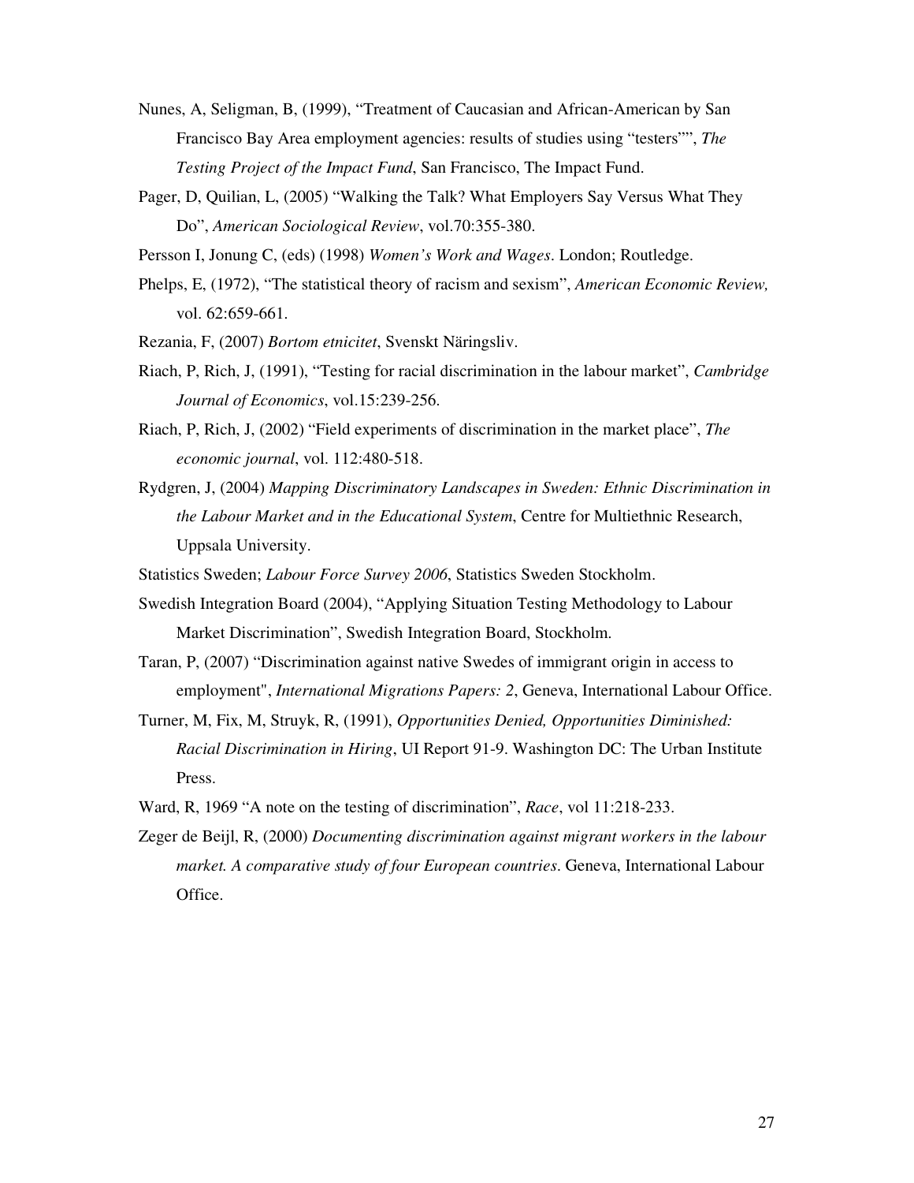Nunes, A, Seligman, B, (1999), “Treatment of Caucasian and African-American by San Francisco Bay Area employment agencies: results of studies using “testers””, *The Testing Project of the Impact Fund*, San Francisco, The Impact Fund.

Pager, D, Quilian, L, (2005) “Walking the Talk? What Employers Say Versus What They Do”, *American Sociological Review*, vol.70:355-380.

Persson I, Jonung C, (eds) (1998) *Women’s Work and Wages*. London; Routledge.

Phelps, E, (1972), “The statistical theory of racism and sexism”, *American Economic Review,* vol. 62:659-661.

Rezania, F, (2007) *Bortom etnicitet*, Svenskt Näringsliv.

Riach, P, Rich, J, (1991), “Testing for racial discrimination in the labour market”, *Cambridge Journal of Economics*, vol.15:239-256.

Riach, P, Rich, J, (2002) “Field experiments of discrimination in the market place”, *The economic journal*, vol. 112:480-518.

Rydgren, J, (2004) *Mapping Discriminatory Landscapes in Sweden: Ethnic Discrimination in the Labour Market and in the Educational System*, Centre for Multiethnic Research, Uppsala University.

Statistics Sweden; *Labour Force Survey 2006*, Statistics Sweden Stockholm.

Swedish Integration Board (2004), “Applying Situation Testing Methodology to Labour Market Discrimination”, Swedish Integration Board, Stockholm.

Taran, P, (2007) “Discrimination against native Swedes of immigrant origin in access to employment", *International Migrations Papers: 2*, Geneva, International Labour Office.

Turner, M, Fix, M, Struyk, R, (1991), *Opportunities Denied, Opportunities Diminished: Racial Discrimination in Hiring*, UI Report 91-9. Washington DC: The Urban Institute Press.

Ward, R, 1969 “A note on the testing of discrimination”, *Race*, vol 11:218-233.

Zeger de Beijl, R, (2000) *Documenting discrimination against migrant workers in the labour market. A comparative study of four European countries*. Geneva, International Labour Office.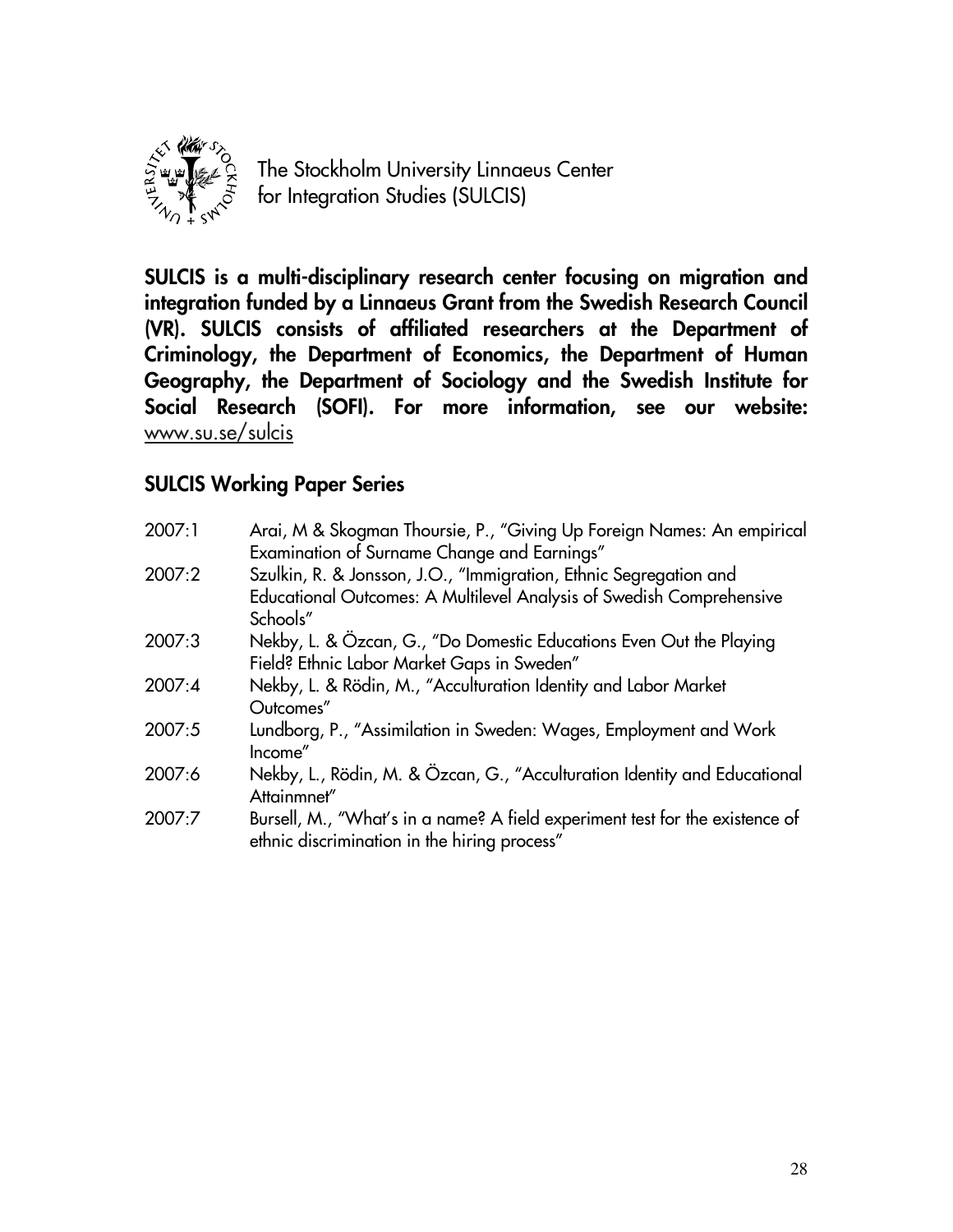The Stockholm University Linnaeus Center for Integration Studies (SULCIS)

**SULCIS is a multi-disciplinary research center focusing on migration and integration funded by a Linnaeus Grant from the Swedish Research Council (VR). SULCIS consists of affiliated researchers at the Department of Criminology, the Department of Economics, the Department of Human Geography, the Department of Sociology and the Swedish Institute for Social Research (SOFI). For more information, see our website:** www.su.se/sulcis

## SULCIS Working Paper Series

| | |
|---|---|
| 2007:1 | Arai, M & Skogman Thoursie, P., "Giving Up Foreign Names: An empirical Examination of Surname Change and Earnings" |
| 2007:2 | Szulkin, R. & Jonsson, J.O., "Immigration, Ethnic Segregation and Educational Outcomes: A Multilevel Analysis of Swedish Comprehensive Schools" |
| 2007:3 | Nekby, L. & Özcan, G., "Do Domestic Educations Even Out the Playing Field? Ethnic Labor Market Gaps in Sweden" |
| 2007:4 | Nekby, L. & Rödin, M., "Acculturation Identity and Labor Market Outcomes" |
| 2007:5 | Lundborg, P., "Assimilation in Sweden: Wages, Employment and Work Income" |
| 2007:6 | Nekby, L., Rödin, M. & Özcan, G., "Acculturation Identity and Educational Attainmnet" |
| 2007:7 | Bursell, M., "What's in a name? A field experiment test for the existence of ethnic discrimination in the hiring process" |